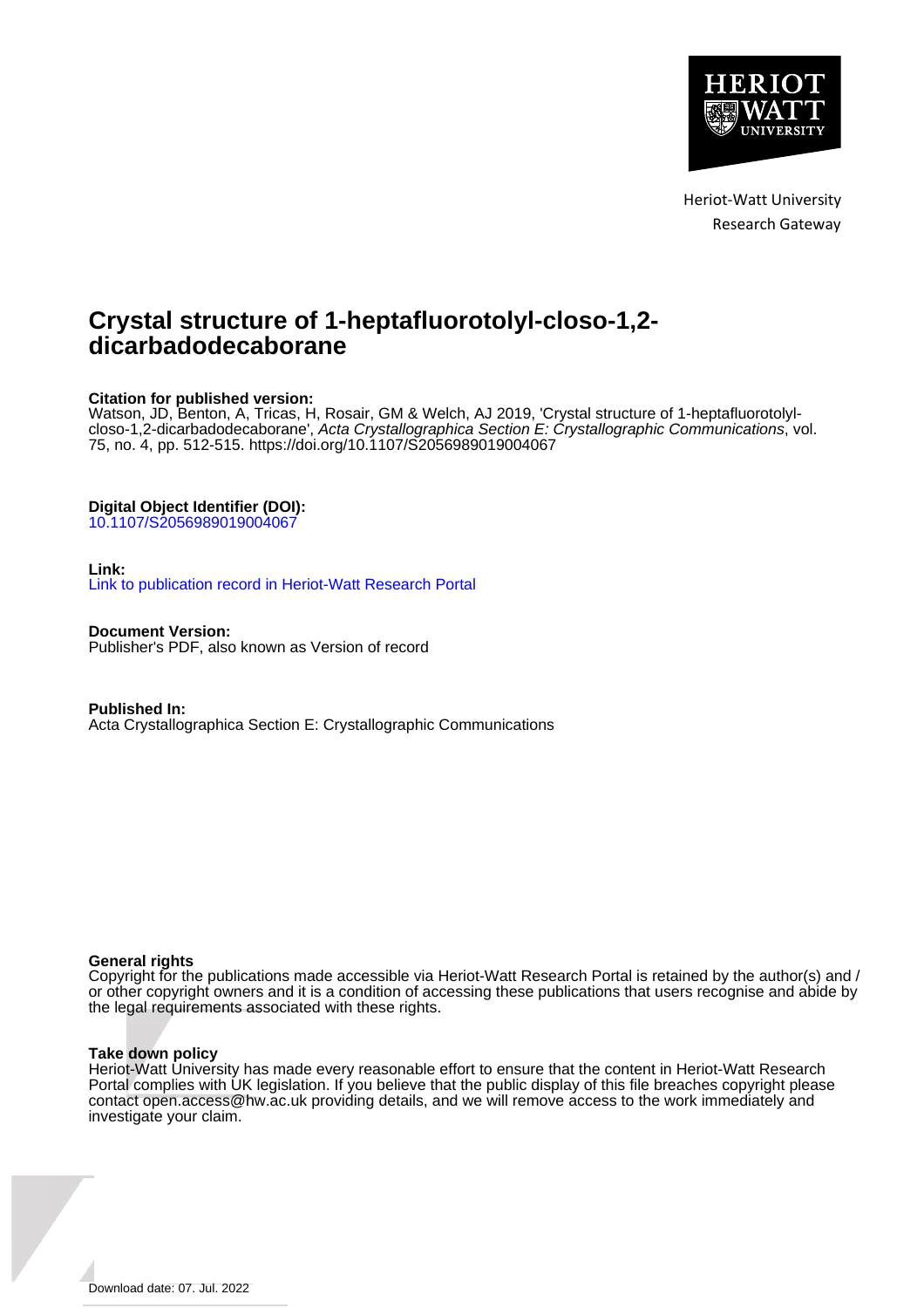Heriot-Watt University
Research Gateway

# Crystal structure of 1-heptafluorotolyl-closo-1,2-dicarbadodecaborane

**Citation for published version:**
Watson, JD, Benton, A, Tricas, H, Rosair, GM & Welch, AJ 2019, 'Crystal structure of 1-heptafluorotolyl-closo-1,2-dicarbadodecaborane', *Acta Crystallographica Section E: Crystallographic Communications*, vol. 75, no. 4, pp. 512-515. https://doi.org/10.1107/S2056989019004067

**Digital Object Identifier (DOI):**
10.1107/S2056989019004067

**Link:**
Link to publication record in Heriot-Watt Research Portal

**Document Version:**
Publisher's PDF, also known as Version of record

**Published In:**
Acta Crystallographica Section E: Crystallographic Communications

**General rights**
Copyright for the publications made accessible via Heriot-Watt Research Portal is retained by the author(s) and / or other copyright owners and it is a condition of accessing these publications that users recognise and abide by the legal requirements associated with these rights.

**Take down policy**
Heriot-Watt University has made every reasonable effort to ensure that the content in Heriot-Watt Research Portal complies with UK legislation. If you believe that the public display of this file breaches copyright please contact open.access@hw.ac.uk providing details, and we will remove access to the work immediately and investigate your claim.

Download date: 07. Jul. 2022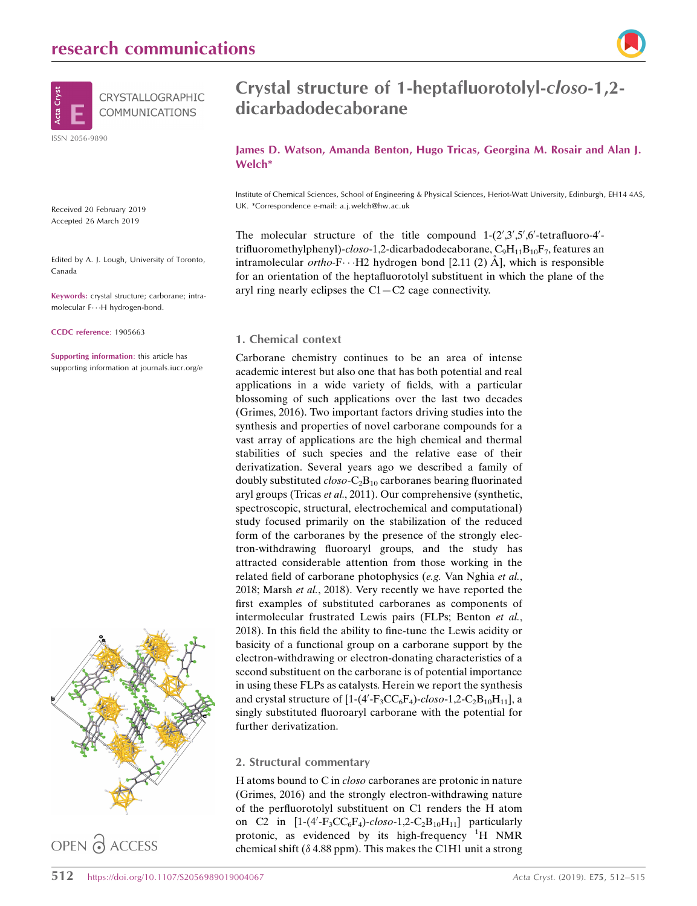# Crystal structure of 1-heptafluorotolyl-*closo*-1,2-dicarbadodecaborane

**James D. Watson, Amanda Benton, Hugo Tricas, Georgina M. Rosair and Alan J. Welch***

Institute of Chemical Sciences, School of Engineering & Physical Sciences, Heriot-Watt University, Edinburgh, EH14 4AS, UK. *Correspondence e-mail: a.j.welch@hw.ac.uk

Received 20 February 2019
Accepted 26 March 2019

Edited by A. J. Lough, University of Toronto, Canada

**Keywords:** crystal structure; carborane; intramolecular F···H hydrogen-bond.

**CCDC reference**: 1905663

**Supporting information**: this article has supporting information at journals.iucr.org/e

The molecular structure of the title compound 1-(2′,3′,5′,6′-tetrafluoro-4′-trifluoromethylphenyl)-*closo*-1,2-dicarbadodecaborane, $C_9H_{11}B_{10}F_7$, features an intramolecular *ortho*-F···H2 hydrogen bond [2.11 (2) Å], which is responsible for an orientation of the heptafluorotolyl substituent in which the plane of the aryl ring nearly eclipses the C1—C2 cage connectivity.

## 1. Chemical context

Carborane chemistry continues to be an area of intense academic interest but also one that has both potential and real applications in a wide variety of fields, with a particular blossoming of such applications over the last two decades (Grimes, 2016). Two important factors driving studies into the synthesis and properties of novel carborane compounds for a vast array of applications are the high chemical and thermal stabilities of such species and the relative ease of their derivatization. Several years ago we described a family of doubly substituted *closo*-$C_2B_{10}$ carboranes bearing fluorinated aryl groups (Tricas *et al.*, 2011). Our comprehensive (synthetic, spectroscopic, structural, electrochemical and computational) study focused primarily on the stabilization of the reduced form of the carboranes by the presence of the strongly electron-withdrawing fluoroaryl groups, and the study has attracted considerable attention from those working in the related field of carborane photophysics (*e.g.* Van Nghia *et al.*, 2018; Marsh *et al.*, 2018). Very recently we have reported the first examples of substituted carboranes as components of intermolecular frustrated Lewis pairs (FLPs; Benton *et al.*, 2018). In this field the ability to fine-tune the Lewis acidity or basicity of a functional group on a carborane support by the electron-withdrawing or electron-donating characteristics of a second substituent on the carborane is of potential importance in using these FLPs as catalysts. Herein we report the synthesis and crystal structure of [1-(4′-$F_3CC_6F_4$)-*closo*-1,2-$C_2B_{10}H_{11}$], a singly substituted fluoroaryl carborane with the potential for further derivatization.

## 2. Structural commentary

H atoms bound to C in *closo* carboranes are protonic in nature (Grimes, 2016) and the strongly electron-withdrawing nature of the perfluorotolyl substituent on C1 renders the H atom on C2 in [1-(4′-$F_3CC_6F_4$)-*closo*-1,2-$C_2B_{10}H_{11}$] particularly protonic, as evidenced by its high-frequency $^1$H NMR chemical shift (δ 4.88 ppm). This makes the C1H1 unit a strong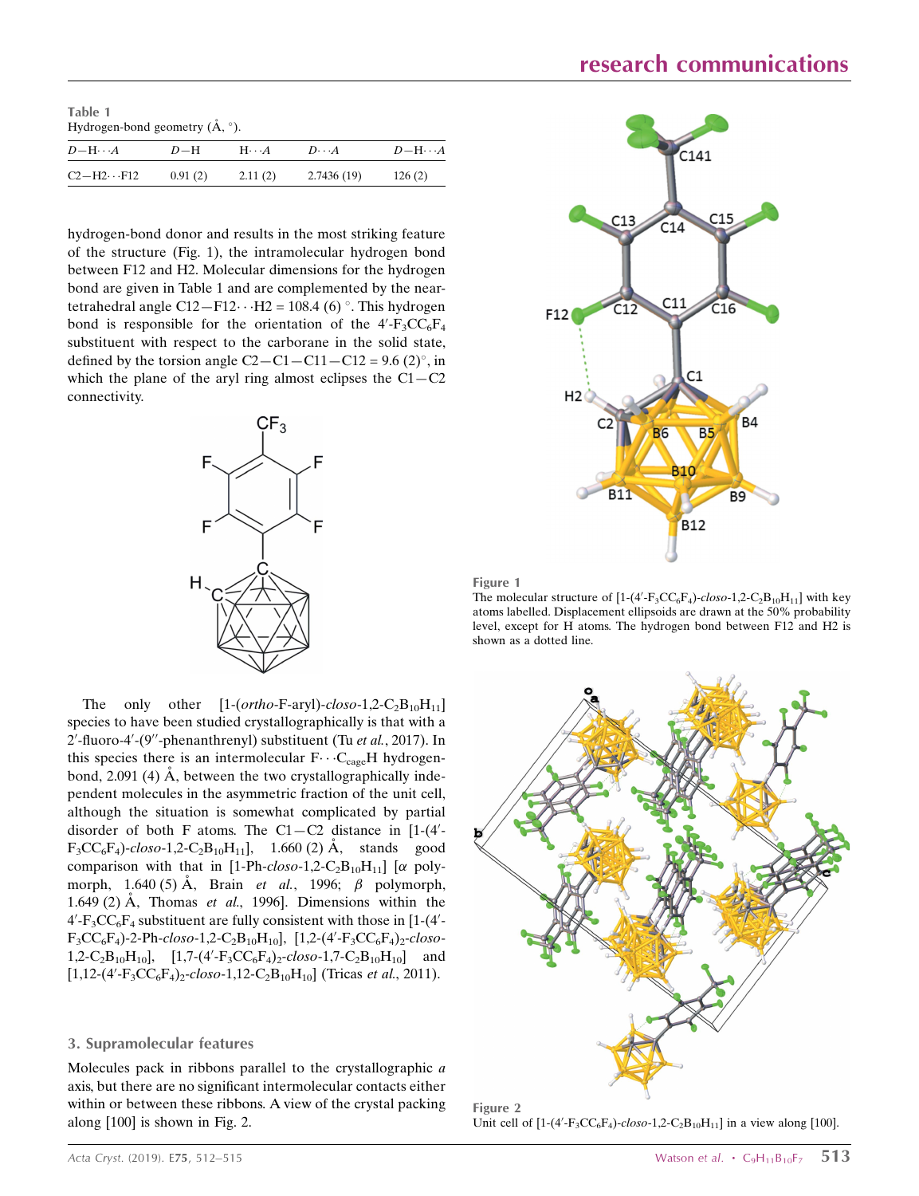**Table 1**
Hydrogen-bond geometry (Å, °).

| $D$—H···$A$ | $D$—H | H···$A$ | $D$···$A$ | $D$—H···$A$ |
|---|---|---|---|---|
| C2—H2···F12 | 0.91 (2) | 2.11 (2) | 2.7436 (19) | 126 (2) |

hydrogen-bond donor and results in the most striking feature of the structure (Fig. 1), the intramolecular hydrogen bond between F12 and H2. Molecular dimensions for the hydrogen bond are given in Table 1 and are complemented by the near-tetrahedral angle C12—F12···H2 = 108.4 (6) °. This hydrogen bond is responsible for the orientation of the 4′-$F_3CC_6F_4$ substituent with respect to the carborane in the solid state, defined by the torsion angle C2—C1—C11—C12 = 9.6 (2)°, in which the plane of the aryl ring almost eclipses the C1—C2 connectivity.

The only other [1-(*ortho*-F-aryl)-*closo*-1,2-$C_2B_{10}H_{11}$] species to have been studied crystallographically is that with a 2′-fluoro-4′-(9′′-phenanthrenyl) substituent (Tu *et al.*, 2017). In this species there is an intermolecular F···$C_{cage}$H hydrogen-bond, 2.091 (4) Å, between the two crystallographically independent molecules in the asymmetric fraction of the unit cell, although the situation is somewhat complicated by partial disorder of both F atoms. The C1—C2 distance in [1-(4′-$F_3CC_6F_4$)-*closo*-1,2-$C_2B_{10}H_{11}$], 1.660 (2) Å, stands good comparison with that in [1-Ph-*closo*-1,2-$C_2B_{10}H_{11}$] [α polymorph, 1.640 (5) Å, Brain *et al.*, 1996; β polymorph, 1.649 (2) Å, Thomas *et al.*, 1996]. Dimensions within the 4′-$F_3CC_6F_4$ substituent are fully consistent with those in [1-(4′-$F_3CC_6F_4$)-2-Ph-*closo*-1,2-$C_2B_{10}H_{10}$], [1,2-(4′-$F_3CC_6F_4$)$_2$-*closo*-1,2-$C_2B_{10}H_{10}$], [1,7-(4′-$F_3CC_6F_4$)$_2$-*closo*-1,7-$C_2B_{10}H_{10}$] and [1,12-(4′-$F_3CC_6F_4$)$_2$-*closo*-1,12-$C_2B_{10}H_{10}$] (Tricas *et al.*, 2011).

## 3. Supramolecular features

Molecules pack in ribbons parallel to the crystallographic *a* axis, but there are no significant intermolecular contacts either within or between these ribbons. A view of the crystal packing along [100] is shown in Fig. 2.

**Figure 1**
The molecular structure of [1-(4′-$F_3CC_6F_4$)-*closo*-1,2-$C_2B_{10}H_{11}$] with key atoms labelled. Displacement ellipsoids are drawn at the 50% probability level, except for H atoms. The hydrogen bond between F12 and H2 is shown as a dotted line.

**Figure 2**
Unit cell of [1-(4′-$F_3CC_6F_4$)-*closo*-1,2-$C_2B_{10}H_{11}$] in a view along [100].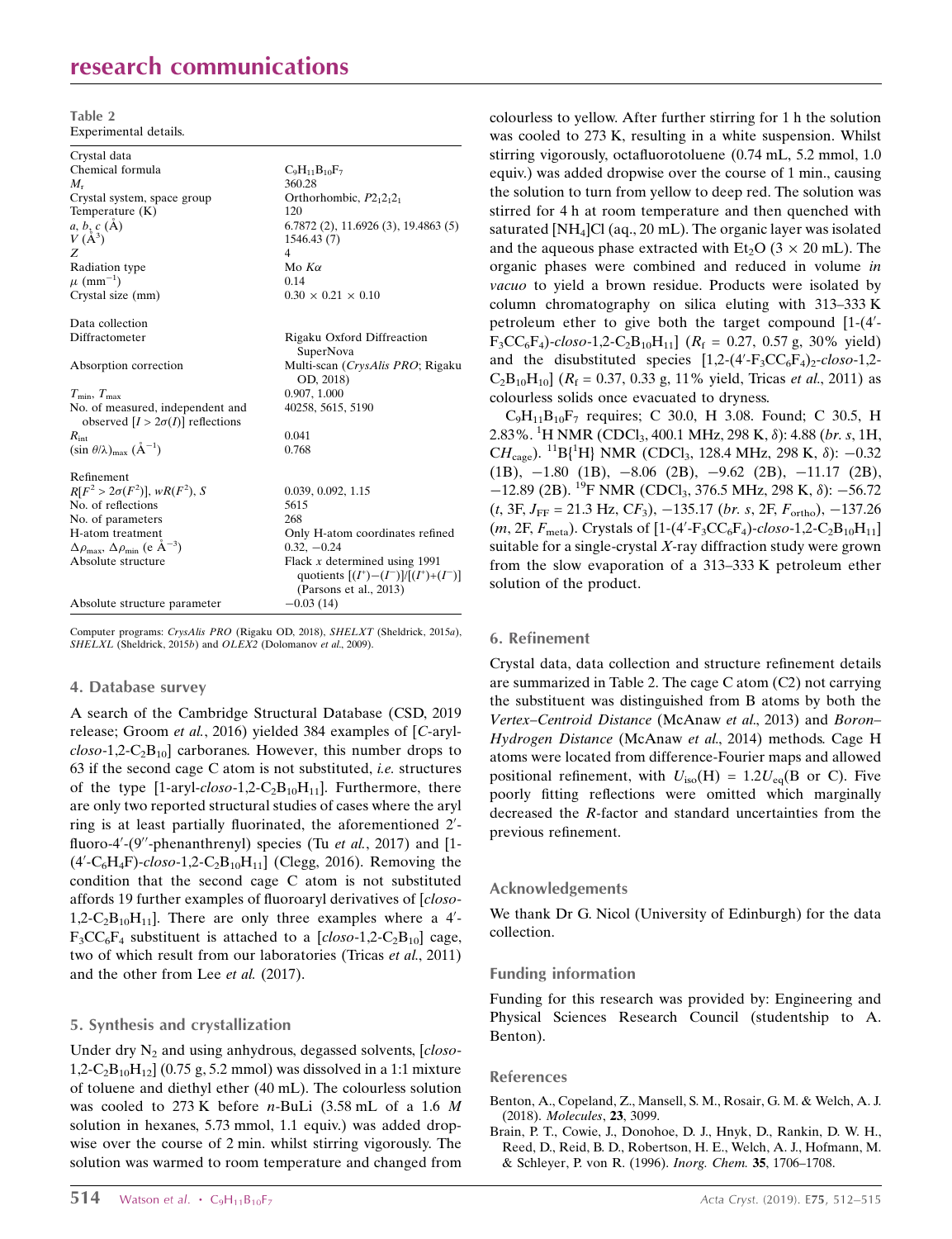**Table 2**
Experimental details.

| | |
|---|---|
| Crystal data | |
| Chemical formula | $C_9H_{11}B_{10}F_7$ |
| $M_r$ | 360.28 |
| Crystal system, space group | Orthorhombic, $P2_12_12_1$ |
| Temperature (K) | 120 |
| $a$, $b$, $c$ (Å) | 6.7872 (2), 11.6926 (3), 19.4863 (5) |
| $V$ (Å$^3$) | 1546.43 (7) |
| $Z$ | 4 |
| Radiation type | Mo $K\alpha$ |
| $\mu$ (mm$^{-1}$) | 0.14 |
| Crystal size (mm) | 0.30 × 0.21 × 0.10 |
| Data collection | |
| Diffractometer | Rigaku Oxford Diffraction SuperNova |
| Absorption correction | Multi-scan (*CrysAlis PRO*; Rigaku OD, 2018) |
| $T_{min}$, $T_{max}$ | 0.907, 1.000 |
| No. of measured, independent and observed [$I > 2\sigma(I)$] reflections | 40258, 5615, 5190 |
| $R_{int}$ | 0.041 |
| $(\sin \theta/\lambda)_{max}$ (Å$^{-1}$) | 0.768 |
| Refinement | |
| $R[F^2 > 2\sigma(F^2)]$, $wR(F^2)$, $S$ | 0.039, 0.092, 1.15 |
| No. of reflections | 5615 |
| No. of parameters | 268 |
| H-atom treatment | Only H-atom coordinates refined |
| $\Delta\rho_{max}$, $\Delta\rho_{min}$ (e Å$^{-3}$) | 0.32, −0.24 |
| Absolute structure | Flack $x$ determined using 1991 quotients $[(I^+)-(I^-)]/[(I^+)+(I^-)]$ (Parsons et al., 2013) |
| Absolute structure parameter | −0.03 (14) |

Computer programs: *CrysAlis PRO* (Rigaku OD, 2018), *SHELXT* (Sheldrick, 2015a), *SHELXL* (Sheldrick, 2015b) and *OLEX2* (Dolomanov et al., 2009).

## 4. Database survey

A search of the Cambridge Structural Database (CSD, 2019 release; Groom *et al.*, 2016) yielded 384 examples of [*C*-aryl-*closo*-1,2-$C_2B_{10}$] carboranes. However, this number drops to 63 if the second cage C atom is not substituted, *i.e.* structures of the type [1-aryl-*closo*-1,2-$C_2B_{10}H_{11}$]. Furthermore, there are only two reported structural studies of cases where the aryl ring is at least partially fluorinated, the aforementioned 2′-fluoro-4′-(9′′-phenanthrenyl) species (Tu *et al.*, 2017) and [1-(4′-$C_6H_4$F)-*closo*-1,2-$C_2B_{10}H_{11}$] (Clegg, 2016). Removing the condition that the second cage C atom is not substituted affords 19 further examples of fluoroaryl derivatives of [*closo*-1,2-$C_2B_{10}H_{11}$]. There are only three examples where a 4′-$F_3CC_6F_4$ substituent is attached to a [*closo*-1,2-$C_2B_{10}$] cage, two of which result from our laboratories (Tricas *et al.*, 2011) and the other from Lee *et al.* (2017).

## 5. Synthesis and crystallization

Under dry $N_2$ and using anhydrous, degassed solvents, [*closo*-1,2-$C_2B_{10}H_{12}$] (0.75 g, 5.2 mmol) was dissolved in a 1:1 mixture of toluene and diethyl ether (40 mL). The colourless solution was cooled to 273 K before *n*-BuLi (3.58 mL of a 1.6 *M* solution in hexanes, 5.73 mmol, 1.1 equiv.) was added dropwise over the course of 2 min. whilst stirring vigorously. The solution was warmed to room temperature and changed from colourless to yellow. After further stirring for 1 h the solution was cooled to 273 K, resulting in a white suspension. Whilst stirring vigorously, octafluorotoluene (0.74 mL, 5.2 mmol, 1.0 equiv.) was added dropwise over the course of 1 min., causing the solution to turn from yellow to deep red. The solution was stirred for 4 h at room temperature and then quenched with saturated [$NH_4$]Cl (aq., 20 mL). The organic layer was isolated and the aqueous phase extracted with $Et_2O$ (3 × 20 mL). The organic phases were combined and reduced in volume *in vacuo* to yield a brown residue. Products were isolated by column chromatography on silica eluting with 313–333 K petroleum ether to give both the target compound [1-(4′-$F_3CC_6F_4$)-*closo*-1,2-$C_2B_{10}H_{11}$] ($R_f$ = 0.27, 0.57 g, 30% yield) and the disubstituted species [1,2-(4′-$F_3CC_6F_4$)$_2$-*closo*-1,2-$C_2B_{10}H_{10}$] ($R_f$ = 0.37, 0.33 g, 11% yield, Tricas *et al.*, 2011) as colourless solids once evacuated to dryness.

$C_9H_{11}B_{10}F_7$ requires; C 30.0, H 3.08. Found; C 30.5, H 2.83%. $^1$H NMR ($CDCl_3$, 400.1 MHz, 298 K, $\delta$): 4.88 (*br. s*, 1H, C$H_{cage}$). $^{11}$B{$^1$H} NMR ($CDCl_3$, 128.4 MHz, 298 K, $\delta$): −0.32 (1B), −1.80 (1B), −8.06 (2B), −9.62 (2B), −11.17 (2B), −12.89 (2B). $^{19}$F NMR ($CDCl_3$, 376.5 MHz, 298 K, $\delta$): −56.72 (*t*, 3F, $J_{FF}$ = 21.3 Hz, $CF_3$), −135.17 (*br. s*, 2F, $F_{ortho}$), −137.26 (*m*, 2F, $F_{meta}$). Crystals of [1-(4′-$F_3CC_6F_4$)-*closo*-1,2-$C_2B_{10}H_{11}$] suitable for a single-crystal *X*-ray diffraction study were grown from the slow evaporation of a 313–333 K petroleum ether solution of the product.

## 6. Refinement

Crystal data, data collection and structure refinement details are summarized in Table 2. The cage C atom (C2) not carrying the substituent was distinguished from B atoms by both the *Vertex–Centroid Distance* (McAnaw *et al.*, 2013) and *Boron–Hydrogen Distance* (McAnaw *et al.*, 2014) methods. Cage H atoms were located from difference-Fourier maps and allowed positional refinement, with $U_{iso}$(H) = 1.2$U_{eq}$(B or C). Five poorly fitting reflections were omitted which marginally decreased the *R*-factor and standard uncertainties from the previous refinement.

## Acknowledgements

We thank Dr G. Nicol (University of Edinburgh) for the data collection.

## Funding information

Funding for this research was provided by: Engineering and Physical Sciences Research Council (studentship to A. Benton).

## References

Benton, A., Copeland, Z., Mansell, S. M., Rosair, G. M. & Welch, A. J. (2018). *Molecules*, **23**, 3099.

Brain, P. T., Cowie, J., Donohoe, D. J., Hnyk, D., Rankin, D. W. H., Reed, D., Reid, B. D., Robertson, H. E., Welch, A. J., Hofmann, M. & Schleyer, P. von R. (1996). *Inorg. Chem.* **35**, 1706–1708.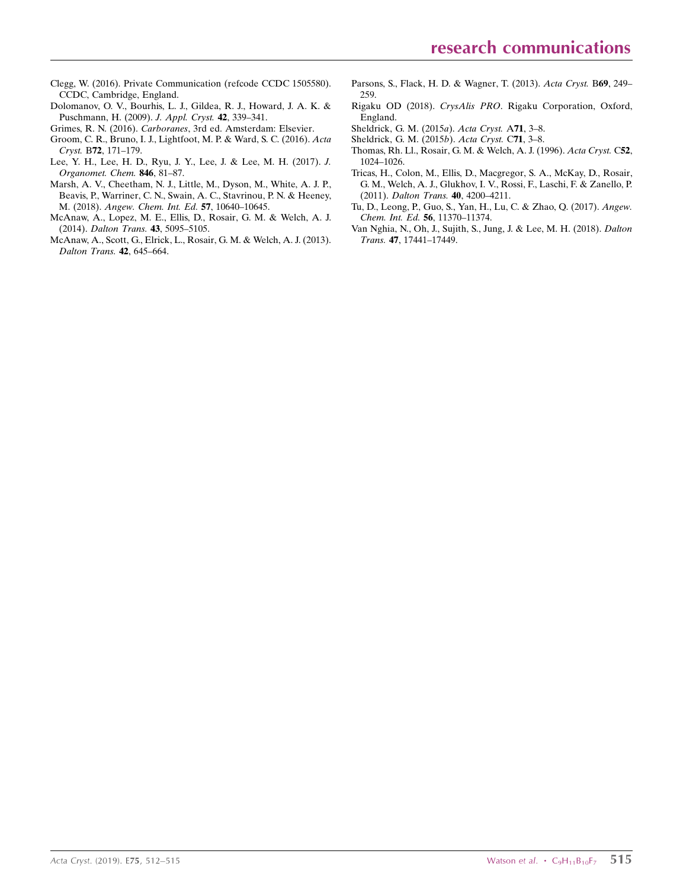Clegg, W. (2016). Private Communication (refcode CCDC 1505580). CCDC, Cambridge, England.

Dolomanov, O. V., Bourhis, L. J., Gildea, R. J., Howard, J. A. K. & Puschmann, H. (2009). *J. Appl. Cryst.* **42**, 339–341.

Grimes, R. N. (2016). *Carboranes*, 3rd ed. Amsterdam: Elsevier.

Groom, C. R., Bruno, I. J., Lightfoot, M. P. & Ward, S. C. (2016). *Acta Cryst.* B**72**, 171–179.

Lee, Y. H., Lee, H. D., Ryu, J. Y., Lee, J. & Lee, M. H. (2017). *J. Organomet. Chem.* **846**, 81–87.

Marsh, A. V., Cheetham, N. J., Little, M., Dyson, M., White, A. J. P., Beavis, P., Warriner, C. N., Swain, A. C., Stavrinou, P. N. & Heeney, M. (2018). *Angew. Chem. Int. Ed.* **57**, 10640–10645.

McAnaw, A., Lopez, M. E., Ellis, D., Rosair, G. M. & Welch, A. J. (2014). *Dalton Trans.* **43**, 5095–5105.

McAnaw, A., Scott, G., Elrick, L., Rosair, G. M. & Welch, A. J. (2013). *Dalton Trans.* **42**, 645–664.

Parsons, S., Flack, H. D. & Wagner, T. (2013). *Acta Cryst.* B**69**, 249–259.

Rigaku OD (2018). *CrysAlis PRO*. Rigaku Corporation, Oxford, England.

Sheldrick, G. M. (2015*a*). *Acta Cryst.* A**71**, 3–8.

Sheldrick, G. M. (2015*b*). *Acta Cryst.* C**71**, 3–8.

Thomas, Rh. Ll., Rosair, G. M. & Welch, A. J. (1996). *Acta Cryst.* C**52**, 1024–1026.

Tricas, H., Colon, M., Ellis, D., Macgregor, S. A., McKay, D., Rosair, G. M., Welch, A. J., Glukhov, I. V., Rossi, F., Laschi, F. & Zanello, P. (2011). *Dalton Trans.* **40**, 4200–4211.

Tu, D., Leong, P., Guo, S., Yan, H., Lu, C. & Zhao, Q. (2017). *Angew. Chem. Int. Ed.* **56**, 11370–11374.

Van Nghia, N., Oh, J., Sujith, S., Jung, J. & Lee, M. H. (2018). *Dalton Trans.* **47**, 17441–17449.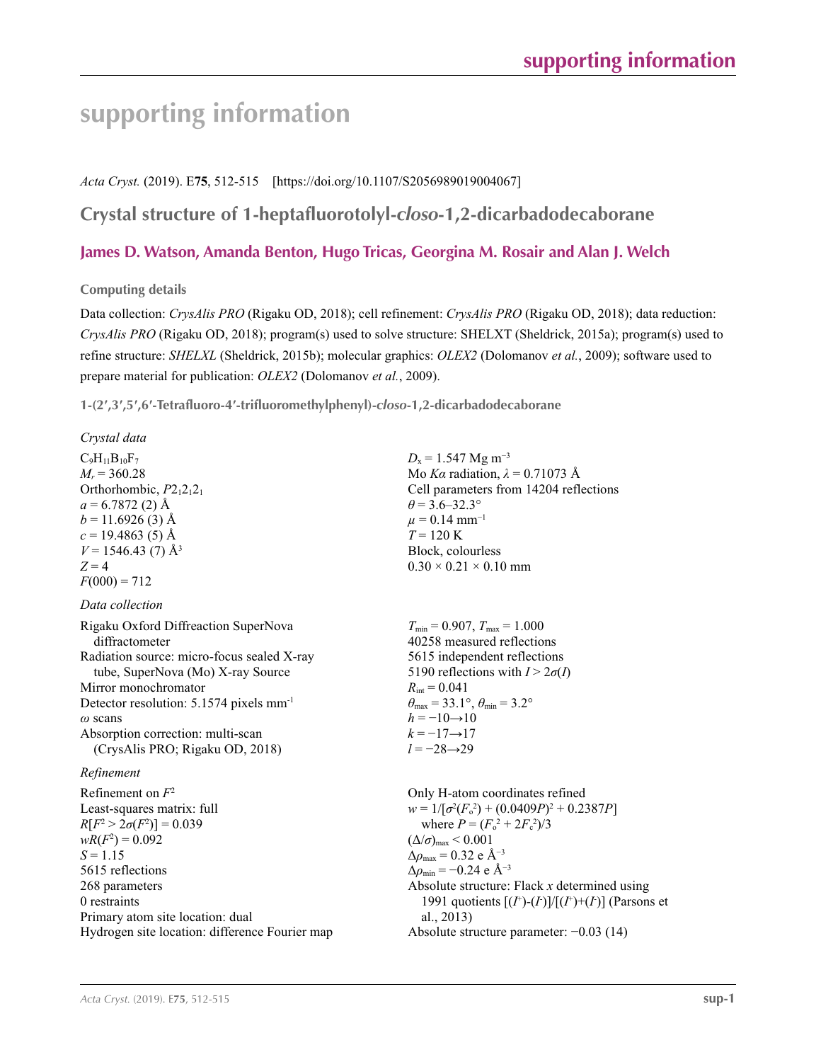# supporting information

*Acta Cryst.* (2019). E**75**, 512-515    [https://doi.org/10.1107/S2056989019004067]

## Crystal structure of 1-heptafluorotolyl-*closo*-1,2-dicarbadodecaborane

### James D. Watson, Amanda Benton, Hugo Tricas, Georgina M. Rosair and Alan J. Welch

#### Computing details

Data collection: *CrysAlis PRO* (Rigaku OD, 2018); cell refinement: *CrysAlis PRO* (Rigaku OD, 2018); data reduction: *CrysAlis PRO* (Rigaku OD, 2018); program(s) used to solve structure: SHELXT (Sheldrick, 2015a); program(s) used to refine structure: *SHELXL* (Sheldrick, 2015b); molecular graphics: *OLEX2* (Dolomanov *et al.*, 2009); software used to prepare material for publication: *OLEX2* (Dolomanov *et al.*, 2009).

#### 1-(2′,3′,5′,6′-Tetrafluoro-4′-trifluoromethylphenyl)-*closo*-1,2-dicarbadodecaborane

*Crystal data*

$C_9H_{11}B_{10}F_7$
$M_r$ = 360.28
Orthorhombic, $P2_12_12_1$
$a$ = 6.7872 (2) Å
$b$ = 11.6926 (3) Å
$c$ = 19.4863 (5) Å
$V$ = 1546.43 (7) Å$^3$
$Z$ = 4
$F$(000) = 712
$D_x$ = 1.547 Mg m$^{-3}$
Mo $K\alpha$ radiation, $\lambda$ = 0.71073 Å
Cell parameters from 14204 reflections
$\theta$ = 3.6–32.3°
$\mu$ = 0.14 mm$^{-1}$
$T$ = 120 K
Block, colourless
0.30 × 0.21 × 0.10 mm

*Data collection*

Rigaku Oxford Diffraction SuperNova diffractometer
Radiation source: micro-focus sealed X-ray tube, SuperNova (Mo) X-ray Source
Mirror monochromator
Detector resolution: 5.1574 pixels mm$^{-1}$
$\omega$ scans
Absorption correction: multi-scan (CrysAlis PRO; Rigaku OD, 2018)
$T_{min}$ = 0.907, $T_{max}$ = 1.000
40258 measured reflections
5615 independent reflections
5190 reflections with $I > 2\sigma(I)$
$R_{int}$ = 0.041
$\theta_{max}$ = 33.1°, $\theta_{min}$ = 3.2°
$h$ = −10→10
$k$ = −17→17
$l$ = −28→29

*Refinement*

Refinement on $F^2$
Least-squares matrix: full
$R[F^2 > 2\sigma(F^2)]$ = 0.039
$wR(F^2)$ = 0.092
$S$ = 1.15
5615 reflections
268 parameters
0 restraints
Primary atom site location: dual
Hydrogen site location: difference Fourier map
Only H-atom coordinates refined
$w = 1/[\sigma^2(F_o^2) + (0.0409P)^2 + 0.2387P]$ where $P = (F_o^2 + 2F_c^2)/3$
$(\Delta/\sigma)_{max}$ < 0.001
$\Delta\rho_{max}$ = 0.32 e Å$^{-3}$
$\Delta\rho_{min}$ = −0.24 e Å$^{-3}$
Absolute structure: Flack $x$ determined using 1991 quotients $[(I^+)-(I^-)]/[(I^+)+(I^-)]$ (Parsons et al., 2013)
Absolute structure parameter: −0.03 (14)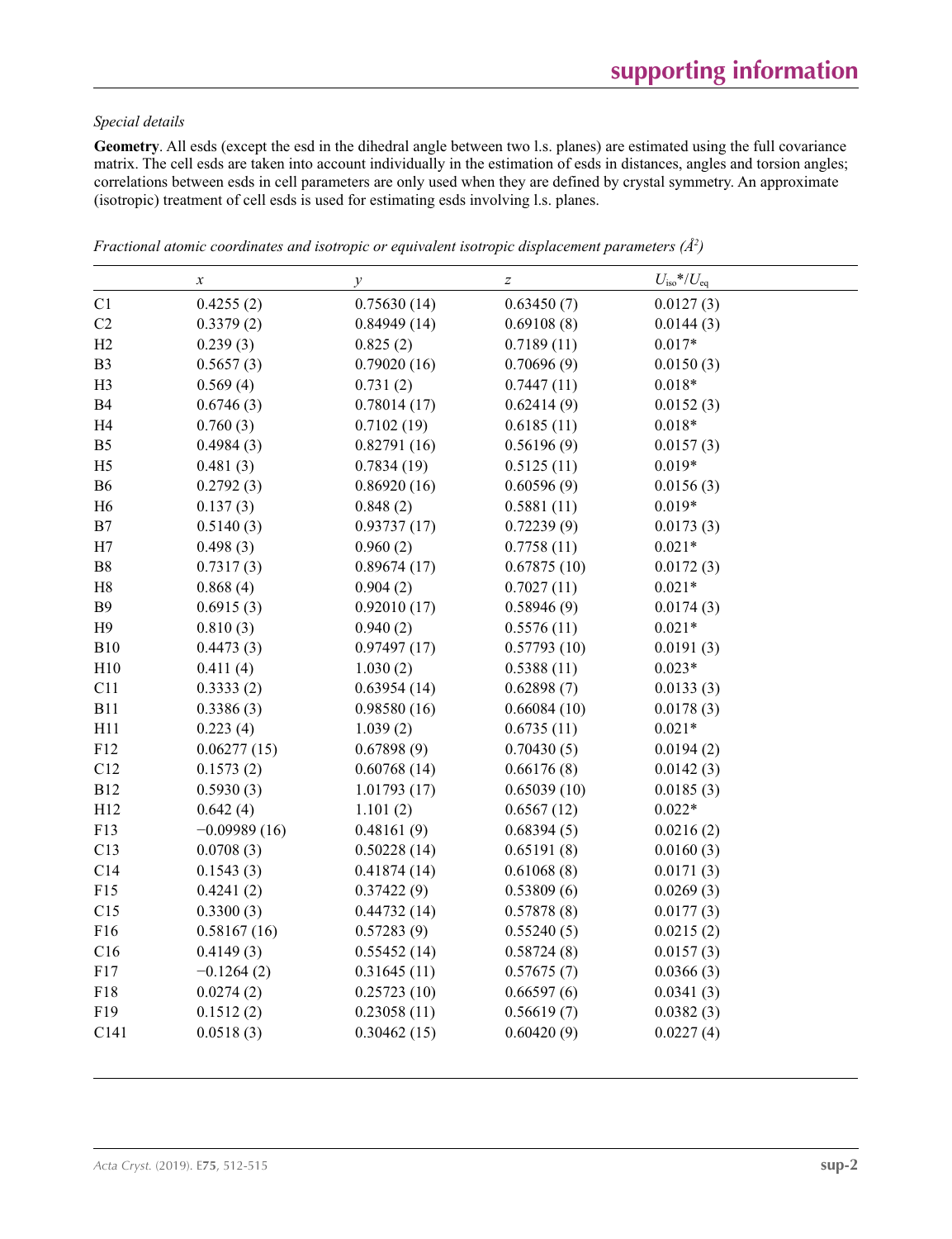*Special details*

**Geometry**. All esds (except the esd in the dihedral angle between two l.s. planes) are estimated using the full covariance matrix. The cell esds are taken into account individually in the estimation of esds in distances, angles and torsion angles; correlations between esds in cell parameters are only used when they are defined by crystal symmetry. An approximate (isotropic) treatment of cell esds is used for estimating esds involving l.s. planes.

*Fractional atomic coordinates and isotropic or equivalent isotropic displacement parameters (Å$^2$)*

| | $x$ | $y$ | $z$ | $U_{iso}$*/$U_{eq}$ |
|---|---|---|---|---|
| C1 | 0.4255 (2) | 0.75630 (14) | 0.63450 (7) | 0.0127 (3) |
| C2 | 0.3379 (2) | 0.84949 (14) | 0.69108 (8) | 0.0144 (3) |
| H2 | 0.239 (3) | 0.825 (2) | 0.7189 (11) | 0.017* |
| B3 | 0.5657 (3) | 0.79020 (16) | 0.70696 (9) | 0.0150 (3) |
| H3 | 0.569 (4) | 0.731 (2) | 0.7447 (11) | 0.018* |
| B4 | 0.6746 (3) | 0.78014 (17) | 0.62414 (9) | 0.0152 (3) |
| H4 | 0.760 (3) | 0.7102 (19) | 0.6185 (11) | 0.018* |
| B5 | 0.4984 (3) | 0.82791 (16) | 0.56196 (9) | 0.0157 (3) |
| H5 | 0.481 (3) | 0.7834 (19) | 0.5125 (11) | 0.019* |
| B6 | 0.2792 (3) | 0.86920 (16) | 0.60596 (9) | 0.0156 (3) |
| H6 | 0.137 (3) | 0.848 (2) | 0.5881 (11) | 0.019* |
| B7 | 0.5140 (3) | 0.93737 (17) | 0.72239 (9) | 0.0173 (3) |
| H7 | 0.498 (3) | 0.960 (2) | 0.7758 (11) | 0.021* |
| B8 | 0.7317 (3) | 0.89674 (17) | 0.67875 (10) | 0.0172 (3) |
| H8 | 0.868 (4) | 0.904 (2) | 0.7027 (11) | 0.021* |
| B9 | 0.6915 (3) | 0.92010 (17) | 0.58946 (9) | 0.0174 (3) |
| H9 | 0.810 (3) | 0.940 (2) | 0.5576 (11) | 0.021* |
| B10 | 0.4473 (3) | 0.97497 (17) | 0.57793 (10) | 0.0191 (3) |
| H10 | 0.411 (4) | 1.030 (2) | 0.5388 (11) | 0.023* |
| C11 | 0.3333 (2) | 0.63954 (14) | 0.62898 (7) | 0.0133 (3) |
| B11 | 0.3386 (3) | 0.98580 (16) | 0.66084 (10) | 0.0178 (3) |
| H11 | 0.223 (4) | 1.039 (2) | 0.6735 (11) | 0.021* |
| F12 | 0.06277 (15) | 0.67898 (9) | 0.70430 (5) | 0.0194 (2) |
| C12 | 0.1573 (2) | 0.60768 (14) | 0.66176 (8) | 0.0142 (3) |
| B12 | 0.5930 (3) | 1.01793 (17) | 0.65039 (10) | 0.0185 (3) |
| H12 | 0.642 (4) | 1.101 (2) | 0.6567 (12) | 0.022* |
| F13 | −0.09989 (16) | 0.48161 (9) | 0.68394 (5) | 0.0216 (2) |
| C13 | 0.0708 (3) | 0.50228 (14) | 0.65191 (8) | 0.0160 (3) |
| C14 | 0.1543 (3) | 0.41874 (14) | 0.61068 (8) | 0.0171 (3) |
| F15 | 0.4241 (2) | 0.37422 (9) | 0.53809 (6) | 0.0269 (3) |
| C15 | 0.3300 (3) | 0.44732 (14) | 0.57878 (8) | 0.0177 (3) |
| F16 | 0.58167 (16) | 0.57283 (9) | 0.55240 (5) | 0.0215 (2) |
| C16 | 0.4149 (3) | 0.55452 (14) | 0.58724 (8) | 0.0157 (3) |
| F17 | −0.1264 (2) | 0.31645 (11) | 0.57675 (7) | 0.0366 (3) |
| F18 | 0.0274 (2) | 0.25723 (10) | 0.66597 (6) | 0.0341 (3) |
| F19 | 0.1512 (2) | 0.23058 (11) | 0.56619 (7) | 0.0382 (3) |
| C141 | 0.0518 (3) | 0.30462 (15) | 0.60420 (9) | 0.0227 (4) |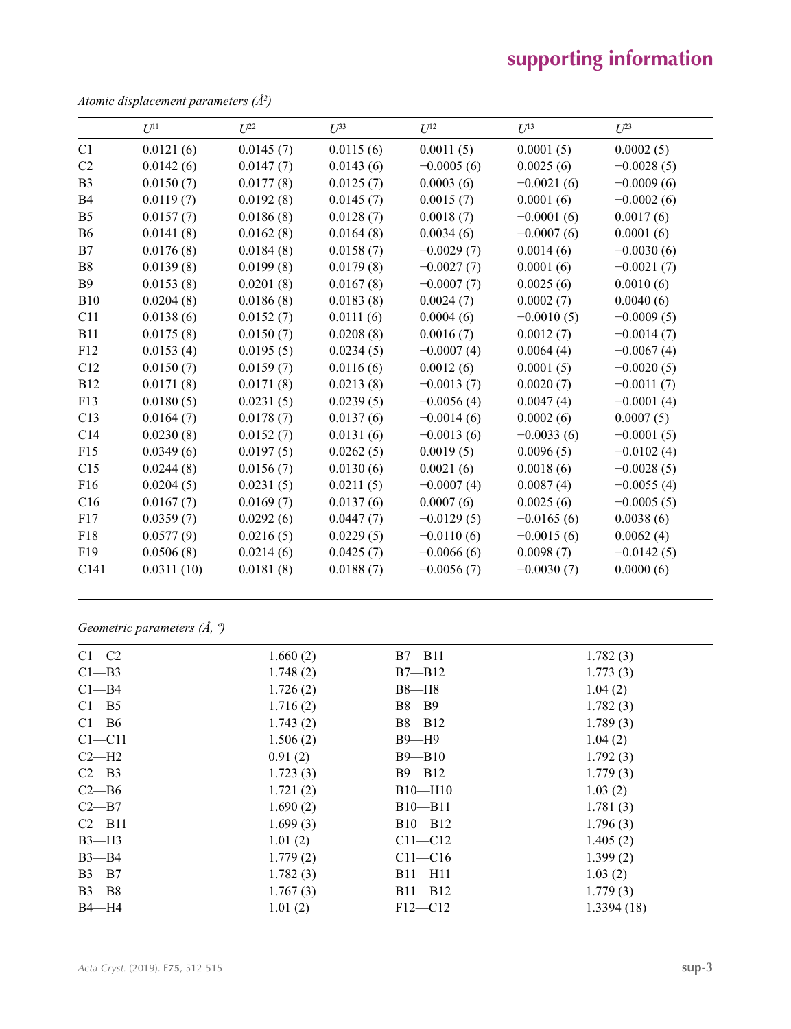*Atomic displacement parameters (Å²)*

| | $U^{11}$ | $U^{22}$ | $U^{33}$ | $U^{12}$ | $U^{13}$ | $U^{23}$ |
|---|---|---|---|---|---|---|
| C1 | 0.0121 (6) | 0.0145 (7) | 0.0115 (6) | 0.0011 (5) | 0.0001 (5) | 0.0002 (5) |
| C2 | 0.0142 (6) | 0.0147 (7) | 0.0143 (6) | −0.0005 (6) | 0.0025 (6) | −0.0028 (5) |
| B3 | 0.0150 (7) | 0.0177 (8) | 0.0125 (7) | 0.0003 (6) | −0.0021 (6) | −0.0009 (6) |
| B4 | 0.0119 (7) | 0.0192 (8) | 0.0145 (7) | 0.0015 (7) | 0.0001 (6) | −0.0002 (6) |
| B5 | 0.0157 (7) | 0.0186 (8) | 0.0128 (7) | 0.0018 (7) | −0.0001 (6) | 0.0017 (6) |
| B6 | 0.0141 (8) | 0.0162 (8) | 0.0164 (8) | 0.0034 (6) | −0.0007 (6) | 0.0001 (6) |
| B7 | 0.0176 (8) | 0.0184 (8) | 0.0158 (7) | −0.0029 (7) | 0.0014 (6) | −0.0030 (6) |
| B8 | 0.0139 (8) | 0.0199 (8) | 0.0179 (8) | −0.0027 (7) | 0.0001 (6) | −0.0021 (7) |
| B9 | 0.0153 (8) | 0.0201 (8) | 0.0167 (8) | −0.0007 (7) | 0.0025 (6) | 0.0010 (6) |
| B10 | 0.0204 (8) | 0.0186 (8) | 0.0183 (8) | 0.0024 (7) | 0.0002 (7) | 0.0040 (6) |
| C11 | 0.0138 (6) | 0.0152 (7) | 0.0111 (6) | 0.0004 (6) | −0.0010 (5) | −0.0009 (5) |
| B11 | 0.0175 (8) | 0.0150 (7) | 0.0208 (8) | 0.0016 (7) | 0.0012 (7) | −0.0014 (7) |
| F12 | 0.0153 (4) | 0.0195 (5) | 0.0234 (5) | −0.0007 (4) | 0.0064 (4) | −0.0067 (4) |
| C12 | 0.0150 (7) | 0.0159 (7) | 0.0116 (6) | 0.0012 (6) | 0.0001 (5) | −0.0020 (5) |
| B12 | 0.0171 (8) | 0.0171 (8) | 0.0213 (8) | −0.0013 (7) | 0.0020 (7) | −0.0011 (7) |
| F13 | 0.0180 (5) | 0.0231 (5) | 0.0239 (5) | −0.0056 (4) | 0.0047 (4) | −0.0001 (4) |
| C13 | 0.0164 (7) | 0.0178 (7) | 0.0137 (6) | −0.0014 (6) | 0.0002 (6) | 0.0007 (5) |
| C14 | 0.0230 (8) | 0.0152 (7) | 0.0131 (6) | −0.0013 (6) | −0.0033 (6) | −0.0001 (5) |
| F15 | 0.0349 (6) | 0.0197 (5) | 0.0262 (5) | 0.0019 (5) | 0.0096 (5) | −0.0102 (4) |
| C15 | 0.0244 (8) | 0.0156 (7) | 0.0130 (6) | 0.0021 (6) | 0.0018 (6) | −0.0028 (5) |
| F16 | 0.0204 (5) | 0.0231 (5) | 0.0211 (5) | −0.0007 (4) | 0.0087 (4) | −0.0055 (4) |
| C16 | 0.0167 (7) | 0.0169 (7) | 0.0137 (6) | 0.0007 (6) | 0.0025 (6) | −0.0005 (5) |
| F17 | 0.0359 (7) | 0.0292 (6) | 0.0447 (7) | −0.0129 (5) | −0.0165 (6) | 0.0038 (6) |
| F18 | 0.0577 (9) | 0.0216 (5) | 0.0229 (5) | −0.0110 (6) | −0.0015 (6) | 0.0062 (4) |
| F19 | 0.0506 (8) | 0.0214 (6) | 0.0425 (7) | −0.0066 (6) | 0.0098 (7) | −0.0142 (5) |
| C141 | 0.0311 (10) | 0.0181 (8) | 0.0188 (7) | −0.0056 (7) | −0.0030 (7) | 0.0000 (6) |

*Geometric parameters (Å, º)*

| | | | |
|---|---|---|---|
| C1—C2 | 1.660 (2) | B7—B11 | 1.782 (3) |
| C1—B3 | 1.748 (2) | B7—B12 | 1.773 (3) |
| C1—B4 | 1.726 (2) | B8—H8 | 1.04 (2) |
| C1—B5 | 1.716 (2) | B8—B9 | 1.782 (3) |
| C1—B6 | 1.743 (2) | B8—B12 | 1.789 (3) |
| C1—C11 | 1.506 (2) | B9—H9 | 1.04 (2) |
| C2—H2 | 0.91 (2) | B9—B10 | 1.792 (3) |
| C2—B3 | 1.723 (3) | B9—B12 | 1.779 (3) |
| C2—B6 | 1.721 (2) | B10—H10 | 1.03 (2) |
| C2—B7 | 1.690 (2) | B10—B11 | 1.781 (3) |
| C2—B11 | 1.699 (3) | B10—B12 | 1.796 (3) |
| B3—H3 | 1.01 (2) | C11—C12 | 1.405 (2) |
| B3—B4 | 1.779 (2) | C11—C16 | 1.399 (2) |
| B3—B7 | 1.782 (3) | B11—H11 | 1.03 (2) |
| B3—B8 | 1.767 (3) | B11—B12 | 1.779 (3) |
| B4—H4 | 1.01 (2) | F12—C12 | 1.3394 (18) |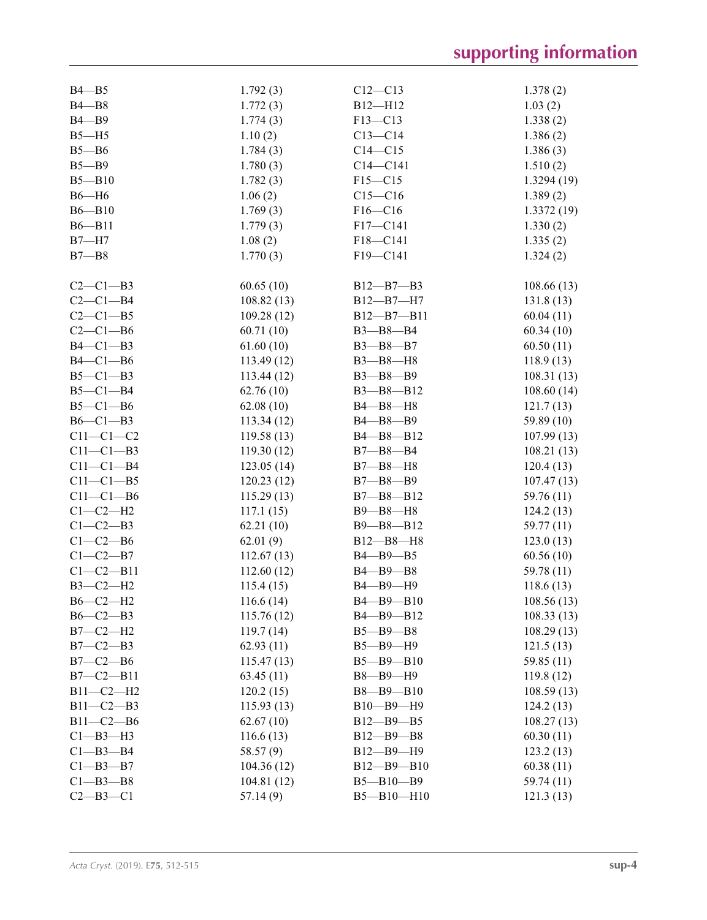| | | | |
|---|---|---|---|
| B4—B5 | 1.792 (3) | C12—C13 | 1.378 (2) |
| B4—B8 | 1.772 (3) | B12—H12 | 1.03 (2) |
| B4—B9 | 1.774 (3) | F13—C13 | 1.338 (2) |
| B5—H5 | 1.10 (2) | C13—C14 | 1.386 (2) |
| B5—B6 | 1.784 (3) | C14—C15 | 1.386 (3) |
| B5—B9 | 1.780 (3) | C14—C141 | 1.510 (2) |
| B5—B10 | 1.782 (3) | F15—C15 | 1.3294 (19) |
| B6—H6 | 1.06 (2) | C15—C16 | 1.389 (2) |
| B6—B10 | 1.769 (3) | F16—C16 | 1.3372 (19) |
| B6—B11 | 1.779 (3) | F17—C141 | 1.330 (2) |
| B7—H7 | 1.08 (2) | F18—C141 | 1.335 (2) |
| B7—B8 | 1.770 (3) | F19—C141 | 1.324 (2) |
| | | | |
| C2—C1—B3 | 60.65 (10) | B12—B7—B3 | 108.66 (13) |
| C2—C1—B4 | 108.82 (13) | B12—B7—H7 | 131.8 (13) |
| C2—C1—B5 | 109.28 (12) | B12—B7—B11 | 60.04 (11) |
| C2—C1—B6 | 60.71 (10) | B3—B8—B4 | 60.34 (10) |
| B4—C1—B3 | 61.60 (10) | B3—B8—B7 | 60.50 (11) |
| B4—C1—B6 | 113.49 (12) | B3—B8—H8 | 118.9 (13) |
| B5—C1—B3 | 113.44 (12) | B3—B8—B9 | 108.31 (13) |
| B5—C1—B4 | 62.76 (10) | B3—B8—B12 | 108.60 (14) |
| B5—C1—B6 | 62.08 (10) | B4—B8—H8 | 121.7 (13) |
| B6—C1—B3 | 113.34 (12) | B4—B8—B9 | 59.89 (10) |
| C11—C1—C2 | 119.58 (13) | B4—B8—B12 | 107.99 (13) |
| C11—C1—B3 | 119.30 (12) | B7—B8—B4 | 108.21 (13) |
| C11—C1—B4 | 123.05 (14) | B7—B8—H8 | 120.4 (13) |
| C11—C1—B5 | 120.23 (12) | B7—B8—B9 | 107.47 (13) |
| C11—C1—B6 | 115.29 (13) | B7—B8—B12 | 59.76 (11) |
| C1—C2—H2 | 117.1 (15) | B9—B8—H8 | 124.2 (13) |
| C1—C2—B3 | 62.21 (10) | B9—B8—B12 | 59.77 (11) |
| C1—C2—B6 | 62.01 (9) | B12—B8—H8 | 123.0 (13) |
| C1—C2—B7 | 112.67 (13) | B4—B9—B5 | 60.56 (10) |
| C1—C2—B11 | 112.60 (12) | B4—B9—B8 | 59.78 (11) |
| B3—C2—H2 | 115.4 (15) | B4—B9—H9 | 118.6 (13) |
| B6—C2—H2 | 116.6 (14) | B4—B9—B10 | 108.56 (13) |
| B6—C2—B3 | 115.76 (12) | B4—B9—B12 | 108.33 (13) |
| B7—C2—H2 | 119.7 (14) | B5—B9—B8 | 108.29 (13) |
| B7—C2—B3 | 62.93 (11) | B5—B9—H9 | 121.5 (13) |
| B7—C2—B6 | 115.47 (13) | B5—B9—B10 | 59.85 (11) |
| B7—C2—B11 | 63.45 (11) | B8—B9—H9 | 119.8 (12) |
| B11—C2—H2 | 120.2 (15) | B8—B9—B10 | 108.59 (13) |
| B11—C2—B3 | 115.93 (13) | B10—B9—H9 | 124.2 (13) |
| B11—C2—B6 | 62.67 (10) | B12—B9—B5 | 108.27 (13) |
| C1—B3—H3 | 116.6 (13) | B12—B9—B8 | 60.30 (11) |
| C1—B3—B4 | 58.57 (9) | B12—B9—H9 | 123.2 (13) |
| C1—B3—B7 | 104.36 (12) | B12—B9—B10 | 60.38 (11) |
| C1—B3—B8 | 104.81 (12) | B5—B10—B9 | 59.74 (11) |
| C2—B3—C1 | 57.14 (9) | B5—B10—H10 | 121.3 (13) |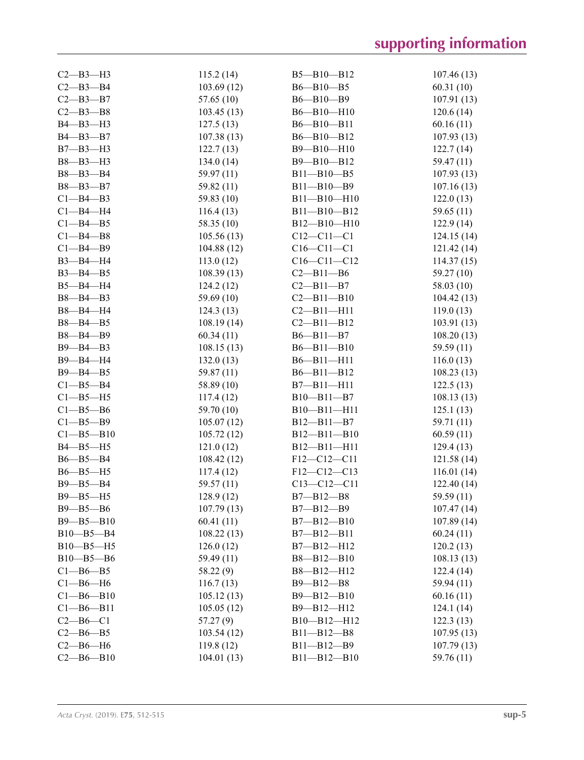| | | | |
|---|---|---|---|
| C2—B3—H3 | 115.2 (14) | B5—B10—B12 | 107.46 (13) |
| C2—B3—B4 | 103.69 (12) | B6—B10—B5 | 60.31 (10) |
| C2—B3—B7 | 57.65 (10) | B6—B10—B9 | 107.91 (13) |
| C2—B3—B8 | 103.45 (13) | B6—B10—H10 | 120.6 (14) |
| B4—B3—H3 | 127.5 (13) | B6—B10—B11 | 60.16 (11) |
| B4—B3—B7 | 107.38 (13) | B6—B10—B12 | 107.93 (13) |
| B7—B3—H3 | 122.7 (13) | B9—B10—H10 | 122.7 (14) |
| B8—B3—H3 | 134.0 (14) | B9—B10—B12 | 59.47 (11) |
| B8—B3—B4 | 59.97 (11) | B11—B10—B5 | 107.93 (13) |
| B8—B3—B7 | 59.82 (11) | B11—B10—B9 | 107.16 (13) |
| C1—B4—B3 | 59.83 (10) | B11—B10—H10 | 122.0 (13) |
| C1—B4—H4 | 116.4 (13) | B11—B10—B12 | 59.65 (11) |
| C1—B4—B5 | 58.35 (10) | B12—B10—H10 | 122.9 (14) |
| C1—B4—B8 | 105.56 (13) | C12—C11—C1 | 124.15 (14) |
| C1—B4—B9 | 104.88 (12) | C16—C11—C1 | 121.42 (14) |
| B3—B4—H4 | 113.0 (12) | C16—C11—C12 | 114.37 (15) |
| B3—B4—B5 | 108.39 (13) | C2—B11—B6 | 59.27 (10) |
| B5—B4—H4 | 124.2 (12) | C2—B11—B7 | 58.03 (10) |
| B8—B4—B3 | 59.69 (10) | C2—B11—B10 | 104.42 (13) |
| B8—B4—H4 | 124.3 (13) | C2—B11—H11 | 119.0 (13) |
| B8—B4—B5 | 108.19 (14) | C2—B11—B12 | 103.91 (13) |
| B8—B4—B9 | 60.34 (11) | B6—B11—B7 | 108.20 (13) |
| B9—B4—B3 | 108.15 (13) | B6—B11—B10 | 59.59 (11) |
| B9—B4—H4 | 132.0 (13) | B6—B11—H11 | 116.0 (13) |
| B9—B4—B5 | 59.87 (11) | B6—B11—B12 | 108.23 (13) |
| C1—B5—B4 | 58.89 (10) | B7—B11—H11 | 122.5 (13) |
| C1—B5—H5 | 117.4 (12) | B10—B11—B7 | 108.13 (13) |
| C1—B5—B6 | 59.70 (10) | B10—B11—H11 | 125.1 (13) |
| C1—B5—B9 | 105.07 (12) | B12—B11—B7 | 59.71 (11) |
| C1—B5—B10 | 105.72 (12) | B12—B11—B10 | 60.59 (11) |
| B4—B5—H5 | 121.0 (12) | B12—B11—H11 | 129.4 (13) |
| B6—B5—B4 | 108.42 (12) | F12—C12—C11 | 121.58 (14) |
| B6—B5—H5 | 117.4 (12) | F12—C12—C13 | 116.01 (14) |
| B9—B5—B4 | 59.57 (11) | C13—C12—C11 | 122.40 (14) |
| B9—B5—H5 | 128.9 (12) | B7—B12—B8 | 59.59 (11) |
| B9—B5—B6 | 107.79 (13) | B7—B12—B9 | 107.47 (14) |
| B9—B5—B10 | 60.41 (11) | B7—B12—B10 | 107.89 (14) |
| B10—B5—B4 | 108.22 (13) | B7—B12—B11 | 60.24 (11) |
| B10—B5—H5 | 126.0 (12) | B7—B12—H12 | 120.2 (13) |
| B10—B5—B6 | 59.49 (11) | B8—B12—B10 | 108.13 (13) |
| C1—B6—B5 | 58.22 (9) | B8—B12—H12 | 122.4 (14) |
| C1—B6—H6 | 116.7 (13) | B9—B12—B8 | 59.94 (11) |
| C1—B6—B10 | 105.12 (13) | B9—B12—B10 | 60.16 (11) |
| C1—B6—B11 | 105.05 (12) | B9—B12—H12 | 124.1 (14) |
| C2—B6—C1 | 57.27 (9) | B10—B12—H12 | 122.3 (13) |
| C2—B6—B5 | 103.54 (12) | B11—B12—B8 | 107.95 (13) |
| C2—B6—H6 | 119.8 (12) | B11—B12—B9 | 107.79 (13) |
| C2—B6—B10 | 104.01 (13) | B11—B12—B10 | 59.76 (11) |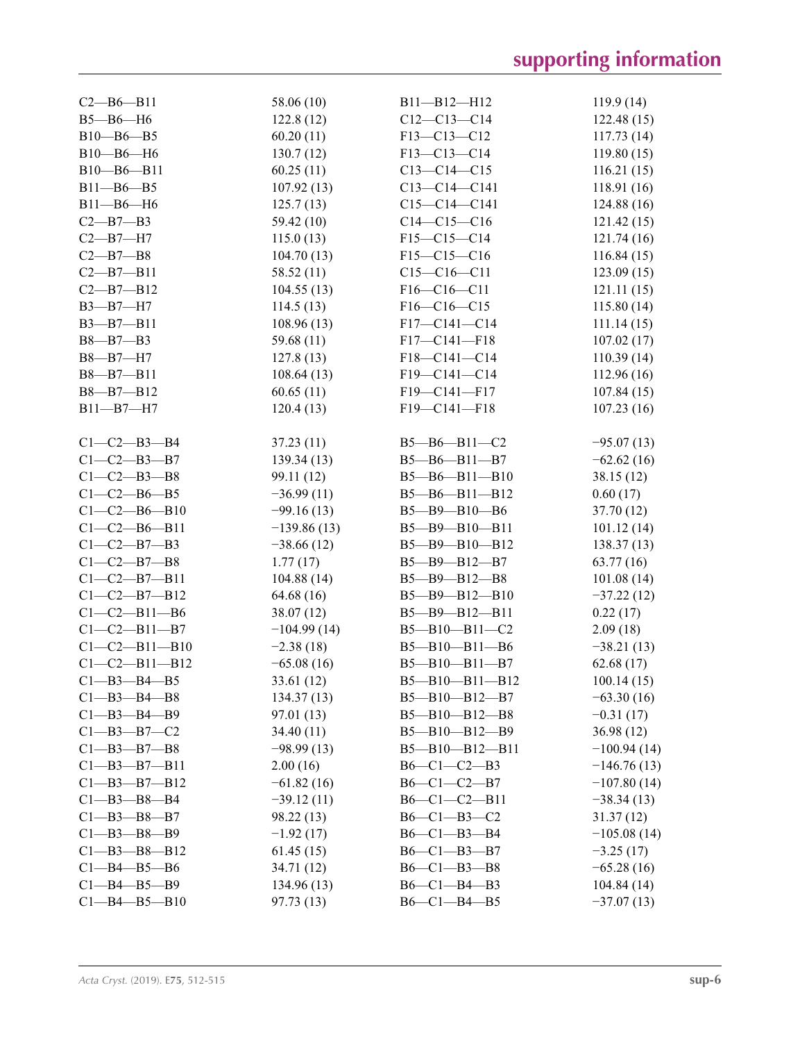| | | | |
|---|---|---|---|
| C2—B6—B11 | 58.06 (10) | B11—B12—H12 | 119.9 (14) |
| B5—B6—H6 | 122.8 (12) | C12—C13—C14 | 122.48 (15) |
| B10—B6—B5 | 60.20 (11) | F13—C13—C12 | 117.73 (14) |
| B10—B6—H6 | 130.7 (12) | F13—C13—C14 | 119.80 (15) |
| B10—B6—B11 | 60.25 (11) | C13—C14—C15 | 116.21 (15) |
| B11—B6—B5 | 107.92 (13) | C13—C14—C141 | 118.91 (16) |
| B11—B6—H6 | 125.7 (13) | C15—C14—C141 | 124.88 (16) |
| C2—B7—B3 | 59.42 (10) | C14—C15—C16 | 121.42 (15) |
| C2—B7—H7 | 115.0 (13) | F15—C15—C14 | 121.74 (16) |
| C2—B7—B8 | 104.70 (13) | F15—C15—C16 | 116.84 (15) |
| C2—B7—B11 | 58.52 (11) | C15—C16—C11 | 123.09 (15) |
| C2—B7—B12 | 104.55 (13) | F16—C16—C11 | 121.11 (15) |
| B3—B7—H7 | 114.5 (13) | F16—C16—C15 | 115.80 (14) |
| B3—B7—B11 | 108.96 (13) | F17—C141—C14 | 111.14 (15) |
| B8—B7—B3 | 59.68 (11) | F17—C141—F18 | 107.02 (17) |
| B8—B7—H7 | 127.8 (13) | F18—C141—C14 | 110.39 (14) |
| B8—B7—B11 | 108.64 (13) | F19—C141—C14 | 112.96 (16) |
| B8—B7—B12 | 60.65 (11) | F19—C141—F17 | 107.84 (15) |
| B11—B7—H7 | 120.4 (13) | F19—C141—F18 | 107.23 (16) |

| | | | |
|---|---|---|---|
| C1—C2—B3—B4 | 37.23 (11) | B5—B6—B11—C2 | −95.07 (13) |
| C1—C2—B3—B7 | 139.34 (13) | B5—B6—B11—B7 | −62.62 (16) |
| C1—C2—B3—B8 | 99.11 (12) | B5—B6—B11—B10 | 38.15 (12) |
| C1—C2—B6—B5 | −36.99 (11) | B5—B6—B11—B12 | 0.60 (17) |
| C1—C2—B6—B10 | −99.16 (13) | B5—B9—B10—B6 | 37.70 (12) |
| C1—C2—B6—B11 | −139.86 (13) | B5—B9—B10—B11 | 101.12 (14) |
| C1—C2—B7—B3 | −38.66 (12) | B5—B9—B10—B12 | 138.37 (13) |
| C1—C2—B7—B8 | 1.77 (17) | B5—B9—B12—B7 | 63.77 (16) |
| C1—C2—B7—B11 | 104.88 (14) | B5—B9—B12—B8 | 101.08 (14) |
| C1—C2—B7—B12 | 64.68 (16) | B5—B9—B12—B10 | −37.22 (12) |
| C1—C2—B11—B6 | 38.07 (12) | B5—B9—B12—B11 | 0.22 (17) |
| C1—C2—B11—B7 | −104.99 (14) | B5—B10—B11—C2 | 2.09 (18) |
| C1—C2—B11—B10 | −2.38 (18) | B5—B10—B11—B6 | −38.21 (13) |
| C1—C2—B11—B12 | −65.08 (16) | B5—B10—B11—B7 | 62.68 (17) |
| C1—B3—B4—B5 | 33.61 (12) | B5—B10—B11—B12 | 100.14 (15) |
| C1—B3—B4—B8 | 134.37 (13) | B5—B10—B12—B7 | −63.30 (16) |
| C1—B3—B4—B9 | 97.01 (13) | B5—B10—B12—B8 | −0.31 (17) |
| C1—B3—B7—C2 | 34.40 (11) | B5—B10—B12—B9 | 36.98 (12) |
| C1—B3—B7—B8 | −98.99 (13) | B5—B10—B12—B11 | −100.94 (14) |
| C1—B3—B7—B11 | 2.00 (16) | B6—C1—C2—B3 | −146.76 (13) |
| C1—B3—B7—B12 | −61.82 (16) | B6—C1—C2—B7 | −107.80 (14) |
| C1—B3—B8—B4 | −39.12 (11) | B6—C1—C2—B11 | −38.34 (13) |
| C1—B3—B8—B7 | 98.22 (13) | B6—C1—B3—C2 | 31.37 (12) |
| C1—B3—B8—B9 | −1.92 (17) | B6—C1—B3—B4 | −105.08 (14) |
| C1—B3—B8—B12 | 61.45 (15) | B6—C1—B3—B7 | −3.25 (17) |
| C1—B4—B5—B6 | 34.71 (12) | B6—C1—B3—B8 | −65.28 (16) |
| C1—B4—B5—B9 | 134.96 (13) | B6—C1—B4—B3 | 104.84 (14) |
| C1—B4—B5—B10 | 97.73 (13) | B6—C1—B4—B5 | −37.07 (13) |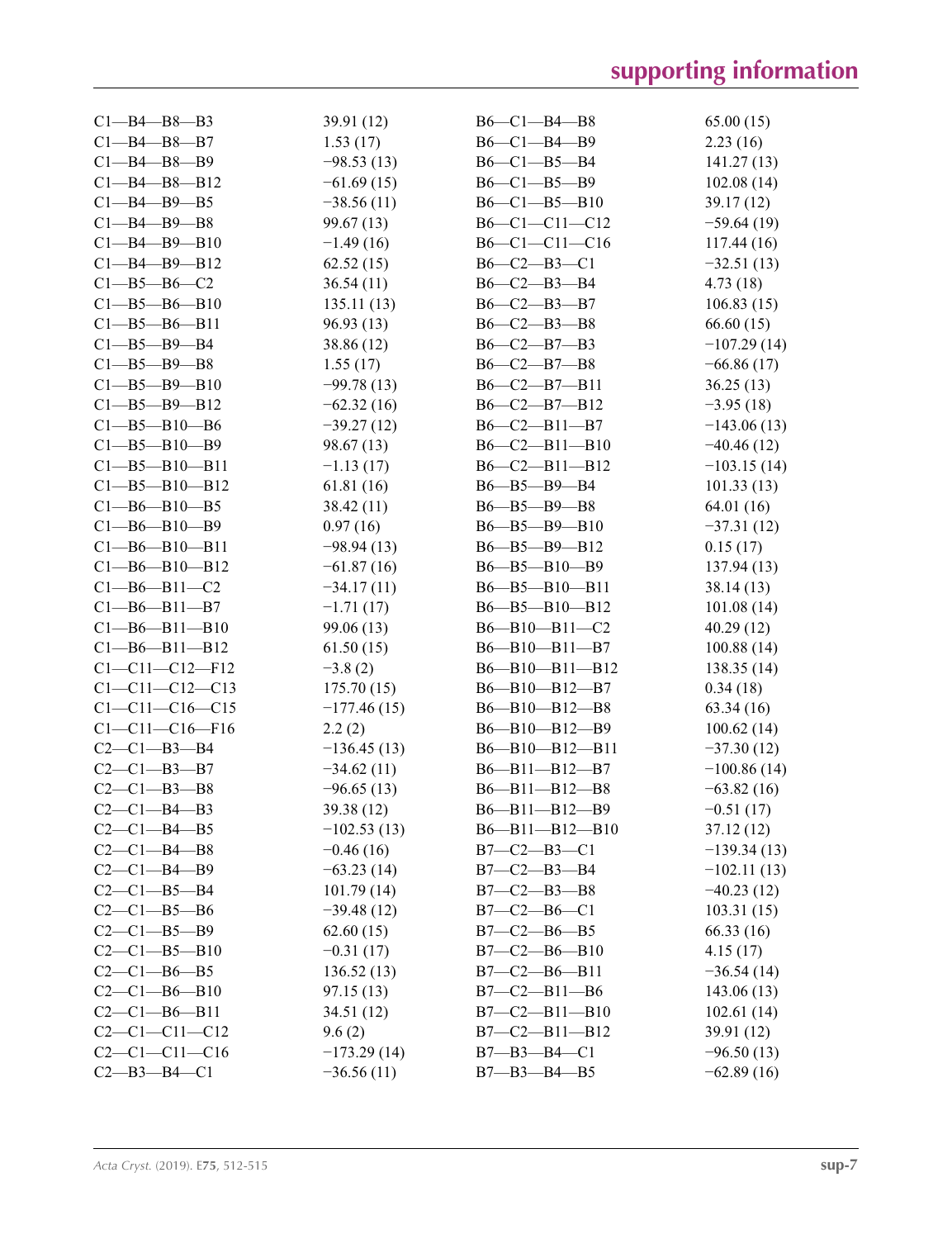| | | | |
|---|---|---|---|
| C1—B4—B8—B3 | 39.91 (12) | B6—C1—B4—B8 | 65.00 (15) |
| C1—B4—B8—B7 | 1.53 (17) | B6—C1—B4—B9 | 2.23 (16) |
| C1—B4—B8—B9 | −98.53 (13) | B6—C1—B5—B4 | 141.27 (13) |
| C1—B4—B8—B12 | −61.69 (15) | B6—C1—B5—B9 | 102.08 (14) |
| C1—B4—B9—B5 | −38.56 (11) | B6—C1—B5—B10 | 39.17 (12) |
| C1—B4—B9—B8 | 99.67 (13) | B6—C1—C11—C12 | −59.64 (19) |
| C1—B4—B9—B10 | −1.49 (16) | B6—C1—C11—C16 | 117.44 (16) |
| C1—B4—B9—B12 | 62.52 (15) | B6—C2—B3—C1 | −32.51 (13) |
| C1—B5—B6—C2 | 36.54 (11) | B6—C2—B3—B4 | 4.73 (18) |
| C1—B5—B6—B10 | 135.11 (13) | B6—C2—B3—B7 | 106.83 (15) |
| C1—B5—B6—B11 | 96.93 (13) | B6—C2—B3—B8 | 66.60 (15) |
| C1—B5—B9—B4 | 38.86 (12) | B6—C2—B7—B3 | −107.29 (14) |
| C1—B5—B9—B8 | 1.55 (17) | B6—C2—B7—B8 | −66.86 (17) |
| C1—B5—B9—B10 | −99.78 (13) | B6—C2—B7—B11 | 36.25 (13) |
| C1—B5—B9—B12 | −62.32 (16) | B6—C2—B7—B12 | −3.95 (18) |
| C1—B5—B10—B6 | −39.27 (12) | B6—C2—B11—B7 | −143.06 (13) |
| C1—B5—B10—B9 | 98.67 (13) | B6—C2—B11—B10 | −40.46 (12) |
| C1—B5—B10—B11 | −1.13 (17) | B6—C2—B11—B12 | −103.15 (14) |
| C1—B5—B10—B12 | 61.81 (16) | B6—B5—B9—B4 | 101.33 (13) |
| C1—B6—B10—B5 | 38.42 (11) | B6—B5—B9—B8 | 64.01 (16) |
| C1—B6—B10—B9 | 0.97 (16) | B6—B5—B9—B10 | −37.31 (12) |
| C1—B6—B10—B11 | −98.94 (13) | B6—B5—B9—B12 | 0.15 (17) |
| C1—B6—B10—B12 | −61.87 (16) | B6—B5—B10—B9 | 137.94 (13) |
| C1—B6—B11—C2 | −34.17 (11) | B6—B5—B10—B11 | 38.14 (13) |
| C1—B6—B11—B7 | −1.71 (17) | B6—B5—B10—B12 | 101.08 (14) |
| C1—B6—B11—B10 | 99.06 (13) | B6—B10—B11—C2 | 40.29 (12) |
| C1—B6—B11—B12 | 61.50 (15) | B6—B10—B11—B7 | 100.88 (14) |
| C1—C11—C12—F12 | −3.8 (2) | B6—B10—B11—B12 | 138.35 (14) |
| C1—C11—C12—C13 | 175.70 (15) | B6—B10—B12—B7 | 0.34 (18) |
| C1—C11—C16—C15 | −177.46 (15) | B6—B10—B12—B8 | 63.34 (16) |
| C1—C11—C16—F16 | 2.2 (2) | B6—B10—B12—B9 | 100.62 (14) |
| C2—C1—B3—B4 | −136.45 (13) | B6—B10—B12—B11 | −37.30 (12) |
| C2—C1—B3—B7 | −34.62 (11) | B6—B11—B12—B7 | −100.86 (14) |
| C2—C1—B3—B8 | −96.65 (13) | B6—B11—B12—B8 | −63.82 (16) |
| C2—C1—B4—B3 | 39.38 (12) | B6—B11—B12—B9 | −0.51 (17) |
| C2—C1—B4—B5 | −102.53 (13) | B6—B11—B12—B10 | 37.12 (12) |
| C2—C1—B4—B8 | −0.46 (16) | B7—C2—B3—C1 | −139.34 (13) |
| C2—C1—B4—B9 | −63.23 (14) | B7—C2—B3—B4 | −102.11 (13) |
| C2—C1—B5—B4 | 101.79 (14) | B7—C2—B3—B8 | −40.23 (12) |
| C2—C1—B5—B6 | −39.48 (12) | B7—C2—B6—C1 | 103.31 (15) |
| C2—C1—B5—B9 | 62.60 (15) | B7—C2—B6—B5 | 66.33 (16) |
| C2—C1—B5—B10 | −0.31 (17) | B7—C2—B6—B10 | 4.15 (17) |
| C2—C1—B6—B5 | 136.52 (13) | B7—C2—B6—B11 | −36.54 (14) |
| C2—C1—B6—B10 | 97.15 (13) | B7—C2—B11—B6 | 143.06 (13) |
| C2—C1—B6—B11 | 34.51 (12) | B7—C2—B11—B10 | 102.61 (14) |
| C2—C1—C11—C12 | 9.6 (2) | B7—C2—B11—B12 | 39.91 (12) |
| C2—C1—C11—C16 | −173.29 (14) | B7—B3—B4—C1 | −96.50 (13) |
| C2—B3—B4—C1 | −36.56 (11) | B7—B3—B4—B5 | −62.89 (16) |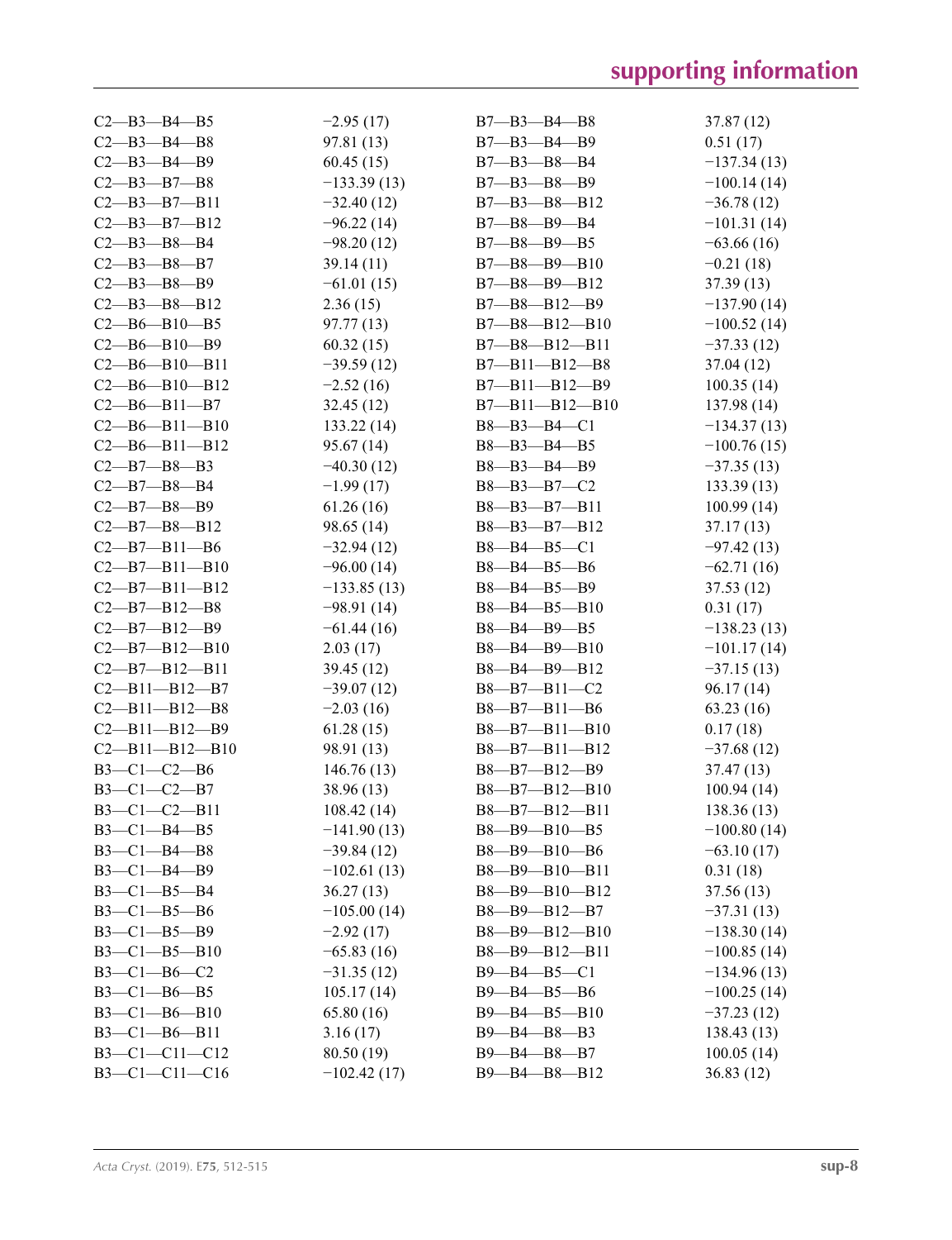| | | | |
|---|---|---|---|
| C2—B3—B4—B5 | −2.95 (17) | B7—B3—B4—B8 | 37.87 (12) |
| C2—B3—B4—B8 | 97.81 (13) | B7—B3—B4—B9 | 0.51 (17) |
| C2—B3—B4—B9 | 60.45 (15) | B7—B3—B8—B4 | −137.34 (13) |
| C2—B3—B7—B8 | −133.39 (13) | B7—B3—B8—B9 | −100.14 (14) |
| C2—B3—B7—B11 | −32.40 (12) | B7—B3—B8—B12 | −36.78 (12) |
| C2—B3—B7—B12 | −96.22 (14) | B7—B8—B9—B4 | −101.31 (14) |
| C2—B3—B8—B4 | −98.20 (12) | B7—B8—B9—B5 | −63.66 (16) |
| C2—B3—B8—B7 | 39.14 (11) | B7—B8—B9—B10 | −0.21 (18) |
| C2—B3—B8—B9 | −61.01 (15) | B7—B8—B9—B12 | 37.39 (13) |
| C2—B3—B8—B12 | 2.36 (15) | B7—B8—B12—B9 | −137.90 (14) |
| C2—B6—B10—B5 | 97.77 (13) | B7—B8—B12—B10 | −100.52 (14) |
| C2—B6—B10—B9 | 60.32 (15) | B7—B8—B12—B11 | −37.33 (12) |
| C2—B6—B10—B11 | −39.59 (12) | B7—B11—B12—B8 | 37.04 (12) |
| C2—B6—B10—B12 | −2.52 (16) | B7—B11—B12—B9 | 100.35 (14) |
| C2—B6—B11—B7 | 32.45 (12) | B7—B11—B12—B10 | 137.98 (14) |
| C2—B6—B11—B10 | 133.22 (14) | B8—B3—B4—C1 | −134.37 (13) |
| C2—B6—B11—B12 | 95.67 (14) | B8—B3—B4—B5 | −100.76 (15) |
| C2—B7—B8—B3 | −40.30 (12) | B8—B3—B4—B9 | −37.35 (13) |
| C2—B7—B8—B4 | −1.99 (17) | B8—B3—B7—C2 | 133.39 (13) |
| C2—B7—B8—B9 | 61.26 (16) | B8—B3—B7—B11 | 100.99 (14) |
| C2—B7—B8—B12 | 98.65 (14) | B8—B3—B7—B12 | 37.17 (13) |
| C2—B7—B11—B6 | −32.94 (12) | B8—B4—B5—C1 | −97.42 (13) |
| C2—B7—B11—B10 | −96.00 (14) | B8—B4—B5—B6 | −62.71 (16) |
| C2—B7—B11—B12 | −133.85 (13) | B8—B4—B5—B9 | 37.53 (12) |
| C2—B7—B12—B8 | −98.91 (14) | B8—B4—B5—B10 | 0.31 (17) |
| C2—B7—B12—B9 | −61.44 (16) | B8—B4—B9—B5 | −138.23 (13) |
| C2—B7—B12—B10 | 2.03 (17) | B8—B4—B9—B10 | −101.17 (14) |
| C2—B7—B12—B11 | 39.45 (12) | B8—B4—B9—B12 | −37.15 (13) |
| C2—B11—B12—B7 | −39.07 (12) | B8—B7—B11—C2 | 96.17 (14) |
| C2—B11—B12—B8 | −2.03 (16) | B8—B7—B11—B6 | 63.23 (16) |
| C2—B11—B12—B9 | 61.28 (15) | B8—B7—B11—B10 | 0.17 (18) |
| C2—B11—B12—B10 | 98.91 (13) | B8—B7—B11—B12 | −37.68 (12) |
| B3—C1—C2—B6 | 146.76 (13) | B8—B7—B12—B9 | 37.47 (13) |
| B3—C1—C2—B7 | 38.96 (13) | B8—B7—B12—B10 | 100.94 (14) |
| B3—C1—C2—B11 | 108.42 (14) | B8—B7—B12—B11 | 138.36 (13) |
| B3—C1—B4—B5 | −141.90 (13) | B8—B9—B10—B5 | −100.80 (14) |
| B3—C1—B4—B8 | −39.84 (12) | B8—B9—B10—B6 | −63.10 (17) |
| B3—C1—B4—B9 | −102.61 (13) | B8—B9—B10—B11 | 0.31 (18) |
| B3—C1—B5—B4 | 36.27 (13) | B8—B9—B10—B12 | 37.56 (13) |
| B3—C1—B5—B6 | −105.00 (14) | B8—B9—B12—B7 | −37.31 (13) |
| B3—C1—B5—B9 | −2.92 (17) | B8—B9—B12—B10 | −138.30 (14) |
| B3—C1—B5—B10 | −65.83 (16) | B8—B9—B12—B11 | −100.85 (14) |
| B3—C1—B6—C2 | −31.35 (12) | B9—B4—B5—C1 | −134.96 (13) |
| B3—C1—B6—B5 | 105.17 (14) | B9—B4—B5—B6 | −100.25 (14) |
| B3—C1—B6—B10 | 65.80 (16) | B9—B4—B5—B10 | −37.23 (12) |
| B3—C1—B6—B11 | 3.16 (17) | B9—B4—B8—B3 | 138.43 (13) |
| B3—C1—C11—C12 | 80.50 (19) | B9—B4—B8—B7 | 100.05 (14) |
| B3—C1—C11—C16 | −102.42 (17) | B9—B4—B8—B12 | 36.83 (12) |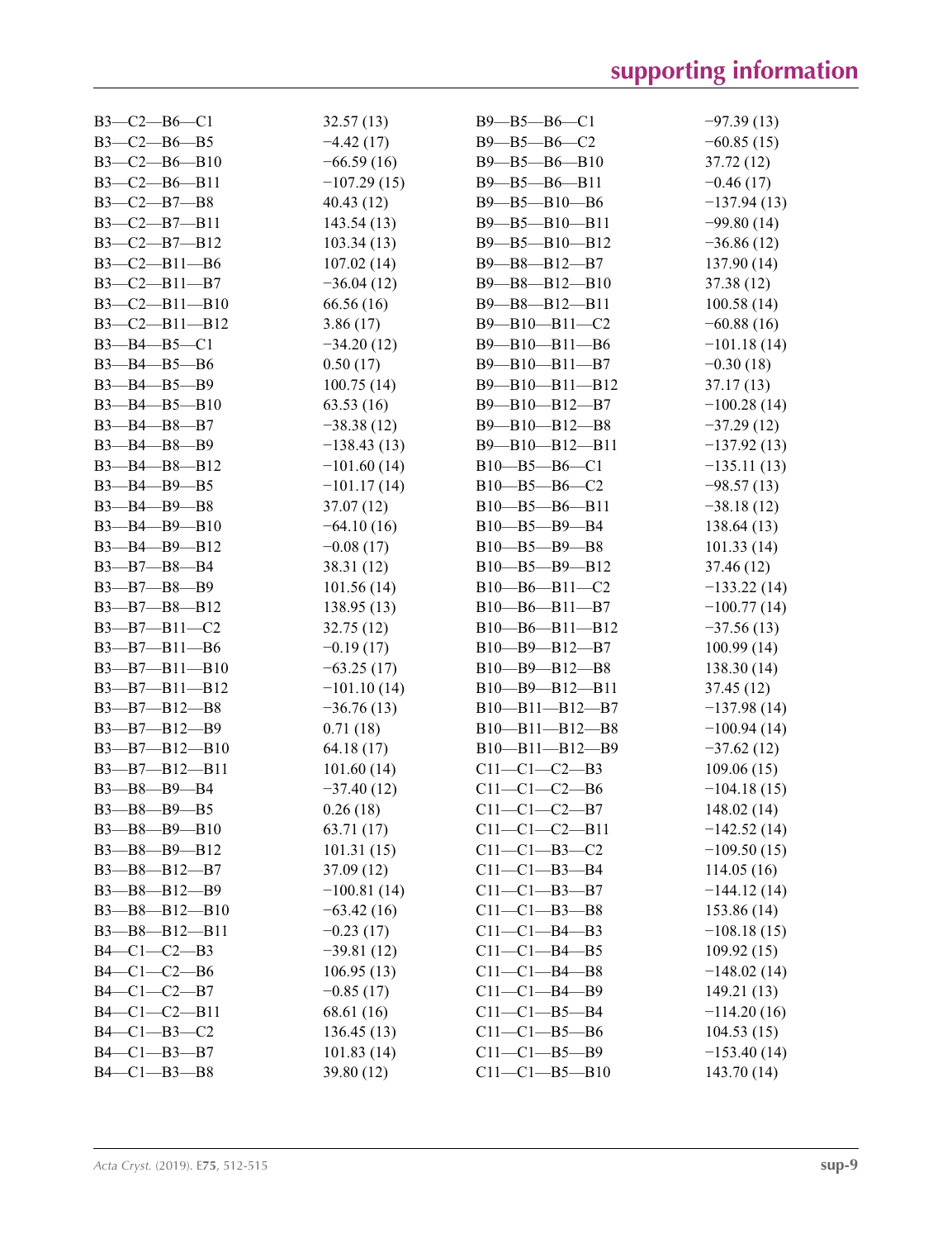| | | | |
|---|---|---|---|
| B3—C2—B6—C1 | 32.57 (13) | B9—B5—B6—C1 | −97.39 (13) |
| B3—C2—B6—B5 | −4.42 (17) | B9—B5—B6—C2 | −60.85 (15) |
| B3—C2—B6—B10 | −66.59 (16) | B9—B5—B6—B10 | 37.72 (12) |
| B3—C2—B6—B11 | −107.29 (15) | B9—B5—B6—B11 | −0.46 (17) |
| B3—C2—B7—B8 | 40.43 (12) | B9—B5—B10—B6 | −137.94 (13) |
| B3—C2—B7—B11 | 143.54 (13) | B9—B5—B10—B11 | −99.80 (14) |
| B3—C2—B7—B12 | 103.34 (13) | B9—B5—B10—B12 | −36.86 (12) |
| B3—C2—B11—B6 | 107.02 (14) | B9—B8—B12—B7 | 137.90 (14) |
| B3—C2—B11—B7 | −36.04 (12) | B9—B8—B12—B10 | 37.38 (12) |
| B3—C2—B11—B10 | 66.56 (16) | B9—B8—B12—B11 | 100.58 (14) |
| B3—C2—B11—B12 | 3.86 (17) | B9—B10—B11—C2 | −60.88 (16) |
| B3—B4—B5—C1 | −34.20 (12) | B9—B10—B11—B6 | −101.18 (14) |
| B3—B4—B5—B6 | 0.50 (17) | B9—B10—B11—B7 | −0.30 (18) |
| B3—B4—B5—B9 | 100.75 (14) | B9—B10—B11—B12 | 37.17 (13) |
| B3—B4—B5—B10 | 63.53 (16) | B9—B10—B12—B7 | −100.28 (14) |
| B3—B4—B8—B7 | −38.38 (12) | B9—B10—B12—B8 | −37.29 (12) |
| B3—B4—B8—B9 | −138.43 (13) | B9—B10—B12—B11 | −137.92 (13) |
| B3—B4—B8—B12 | −101.60 (14) | B10—B5—B6—C1 | −135.11 (13) |
| B3—B4—B9—B5 | −101.17 (14) | B10—B5—B6—C2 | −98.57 (13) |
| B3—B4—B9—B8 | 37.07 (12) | B10—B5—B6—B11 | −38.18 (12) |
| B3—B4—B9—B10 | −64.10 (16) | B10—B5—B9—B4 | 138.64 (13) |
| B3—B4—B9—B12 | −0.08 (17) | B10—B5—B9—B8 | 101.33 (14) |
| B3—B7—B8—B4 | 38.31 (12) | B10—B5—B9—B12 | 37.46 (12) |
| B3—B7—B8—B9 | 101.56 (14) | B10—B6—B11—C2 | −133.22 (14) |
| B3—B7—B8—B12 | 138.95 (13) | B10—B6—B11—B7 | −100.77 (14) |
| B3—B7—B11—C2 | 32.75 (12) | B10—B6—B11—B12 | −37.56 (13) |
| B3—B7—B11—B6 | −0.19 (17) | B10—B9—B12—B7 | 100.99 (14) |
| B3—B7—B11—B10 | −63.25 (17) | B10—B9—B12—B8 | 138.30 (14) |
| B3—B7—B11—B12 | −101.10 (14) | B10—B9—B12—B11 | 37.45 (12) |
| B3—B7—B12—B8 | −36.76 (13) | B10—B11—B12—B7 | −137.98 (14) |
| B3—B7—B12—B9 | 0.71 (18) | B10—B11—B12—B8 | −100.94 (14) |
| B3—B7—B12—B10 | 64.18 (17) | B10—B11—B12—B9 | −37.62 (12) |
| B3—B7—B12—B11 | 101.60 (14) | C11—C1—C2—B3 | 109.06 (15) |
| B3—B8—B9—B4 | −37.40 (12) | C11—C1—C2—B6 | −104.18 (15) |
| B3—B8—B9—B5 | 0.26 (18) | C11—C1—C2—B7 | 148.02 (14) |
| B3—B8—B9—B10 | 63.71 (17) | C11—C1—C2—B11 | −142.52 (14) |
| B3—B8—B9—B12 | 101.31 (15) | C11—C1—B3—C2 | −109.50 (15) |
| B3—B8—B12—B7 | 37.09 (12) | C11—C1—B3—B4 | 114.05 (16) |
| B3—B8—B12—B9 | −100.81 (14) | C11—C1—B3—B7 | −144.12 (14) |
| B3—B8—B12—B10 | −63.42 (16) | C11—C1—B3—B8 | 153.86 (14) |
| B3—B8—B12—B11 | −0.23 (17) | C11—C1—B4—B3 | −108.18 (15) |
| B4—C1—C2—B3 | −39.81 (12) | C11—C1—B4—B5 | 109.92 (15) |
| B4—C1—C2—B6 | 106.95 (13) | C11—C1—B4—B8 | −148.02 (14) |
| B4—C1—C2—B7 | −0.85 (17) | C11—C1—B4—B9 | 149.21 (13) |
| B4—C1—C2—B11 | 68.61 (16) | C11—C1—B5—B4 | −114.20 (16) |
| B4—C1—B3—C2 | 136.45 (13) | C11—C1—B5—B6 | 104.53 (15) |
| B4—C1—B3—B7 | 101.83 (14) | C11—C1—B5—B9 | −153.40 (14) |
| B4—C1—B3—B8 | 39.80 (12) | C11—C1—B5—B10 | 143.70 (14) |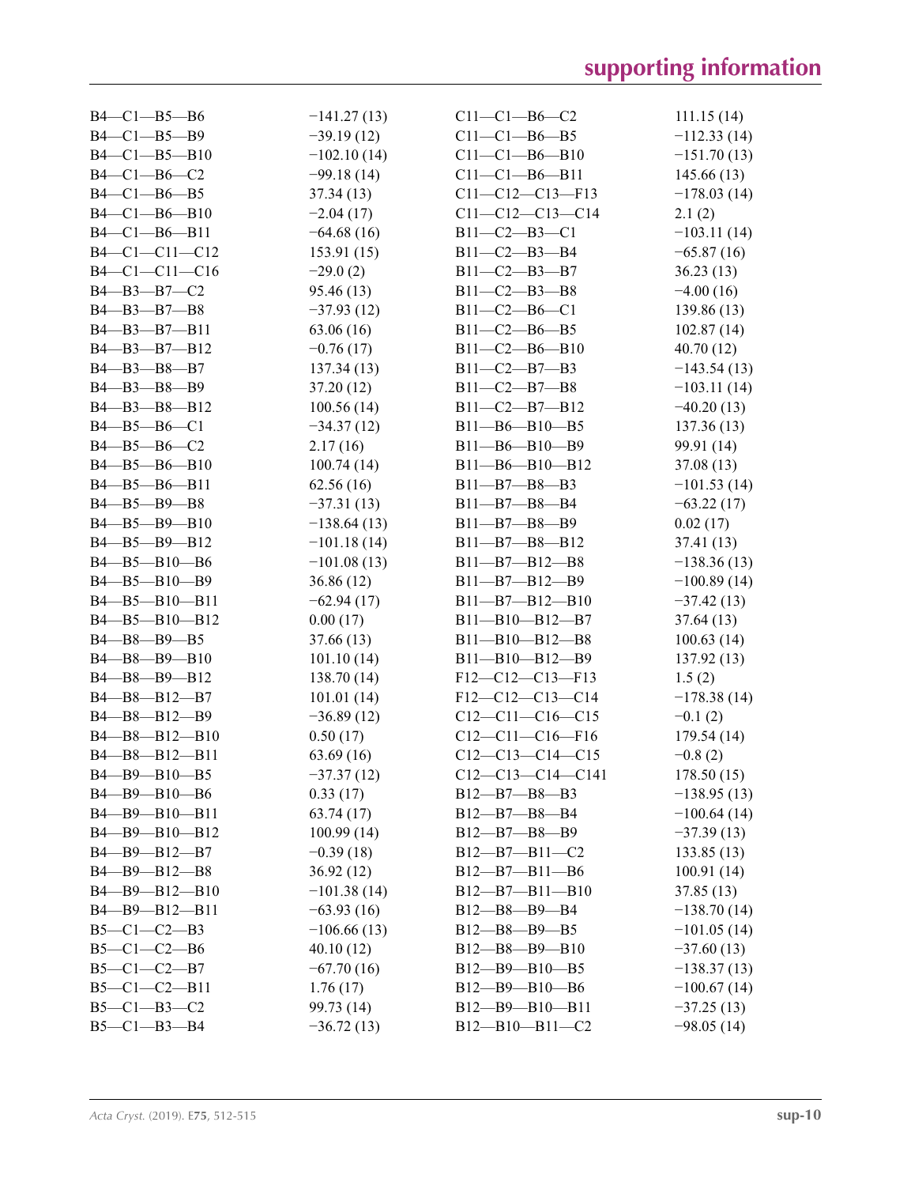| | | | |
|---|---|---|---|
| B4—C1—B5—B6 | −141.27 (13) | C11—C1—B6—C2 | 111.15 (14) |
| B4—C1—B5—B9 | −39.19 (12) | C11—C1—B6—B5 | −112.33 (14) |
| B4—C1—B5—B10 | −102.10 (14) | C11—C1—B6—B10 | −151.70 (13) |
| B4—C1—B6—C2 | −99.18 (14) | C11—C1—B6—B11 | 145.66 (13) |
| B4—C1—B6—B5 | 37.34 (13) | C11—C12—C13—F13 | −178.03 (14) |
| B4—C1—B6—B10 | −2.04 (17) | C11—C12—C13—C14 | 2.1 (2) |
| B4—C1—B6—B11 | −64.68 (16) | B11—C2—B3—C1 | −103.11 (14) |
| B4—C1—C11—C12 | 153.91 (15) | B11—C2—B3—B4 | −65.87 (16) |
| B4—C1—C11—C16 | −29.0 (2) | B11—C2—B3—B7 | 36.23 (13) |
| B4—B3—B7—C2 | 95.46 (13) | B11—C2—B3—B8 | −4.00 (16) |
| B4—B3—B7—B8 | −37.93 (12) | B11—C2—B6—C1 | 139.86 (13) |
| B4—B3—B7—B11 | 63.06 (16) | B11—C2—B6—B5 | 102.87 (14) |
| B4—B3—B7—B12 | −0.76 (17) | B11—C2—B6—B10 | 40.70 (12) |
| B4—B3—B8—B7 | 137.34 (13) | B11—C2—B7—B3 | −143.54 (13) |
| B4—B3—B8—B9 | 37.20 (12) | B11—C2—B7—B8 | −103.11 (14) |
| B4—B3—B8—B12 | 100.56 (14) | B11—C2—B7—B12 | −40.20 (13) |
| B4—B5—B6—C1 | −34.37 (12) | B11—B6—B10—B5 | 137.36 (13) |
| B4—B5—B6—C2 | 2.17 (16) | B11—B6—B10—B9 | 99.91 (14) |
| B4—B5—B6—B10 | 100.74 (14) | B11—B6—B10—B12 | 37.08 (13) |
| B4—B5—B6—B11 | 62.56 (16) | B11—B7—B8—B3 | −101.53 (14) |
| B4—B5—B9—B8 | −37.31 (13) | B11—B7—B8—B4 | −63.22 (17) |
| B4—B5—B9—B10 | −138.64 (13) | B11—B7—B8—B9 | 0.02 (17) |
| B4—B5—B9—B12 | −101.18 (14) | B11—B7—B8—B12 | 37.41 (13) |
| B4—B5—B10—B6 | −101.08 (13) | B11—B7—B12—B8 | −138.36 (13) |
| B4—B5—B10—B9 | 36.86 (12) | B11—B7—B12—B9 | −100.89 (14) |
| B4—B5—B10—B11 | −62.94 (17) | B11—B7—B12—B10 | −37.42 (13) |
| B4—B5—B10—B12 | 0.00 (17) | B11—B10—B12—B7 | 37.64 (13) |
| B4—B8—B9—B5 | 37.66 (13) | B11—B10—B12—B8 | 100.63 (14) |
| B4—B8—B9—B10 | 101.10 (14) | B11—B10—B12—B9 | 137.92 (13) |
| B4—B8—B9—B12 | 138.70 (14) | F12—C12—C13—F13 | 1.5 (2) |
| B4—B8—B12—B7 | 101.01 (14) | F12—C12—C13—C14 | −178.38 (14) |
| B4—B8—B12—B9 | −36.89 (12) | C12—C11—C16—C15 | −0.1 (2) |
| B4—B8—B12—B10 | 0.50 (17) | C12—C11—C16—F16 | 179.54 (14) |
| B4—B8—B12—B11 | 63.69 (16) | C12—C13—C14—C15 | −0.8 (2) |
| B4—B9—B10—B5 | −37.37 (12) | C12—C13—C14—C141 | 178.50 (15) |
| B4—B9—B10—B6 | 0.33 (17) | B12—B7—B8—B3 | −138.95 (13) |
| B4—B9—B10—B11 | 63.74 (17) | B12—B7—B8—B4 | −100.64 (14) |
| B4—B9—B10—B12 | 100.99 (14) | B12—B7—B8—B9 | −37.39 (13) |
| B4—B9—B12—B7 | −0.39 (18) | B12—B7—B11—C2 | 133.85 (13) |
| B4—B9—B12—B8 | 36.92 (12) | B12—B7—B11—B6 | 100.91 (14) |
| B4—B9—B12—B10 | −101.38 (14) | B12—B7—B11—B10 | 37.85 (13) |
| B4—B9—B12—B11 | −63.93 (16) | B12—B8—B9—B4 | −138.70 (14) |
| B5—C1—C2—B3 | −106.66 (13) | B12—B8—B9—B5 | −101.05 (14) |
| B5—C1—C2—B6 | 40.10 (12) | B12—B8—B9—B10 | −37.60 (13) |
| B5—C1—C2—B7 | −67.70 (16) | B12—B9—B10—B5 | −138.37 (13) |
| B5—C1—C2—B11 | 1.76 (17) | B12—B9—B10—B6 | −100.67 (14) |
| B5—C1—B3—C2 | 99.73 (14) | B12—B9—B10—B11 | −37.25 (13) |
| B5—C1—B3—B4 | −36.72 (13) | B12—B10—B11—C2 | −98.05 (14) |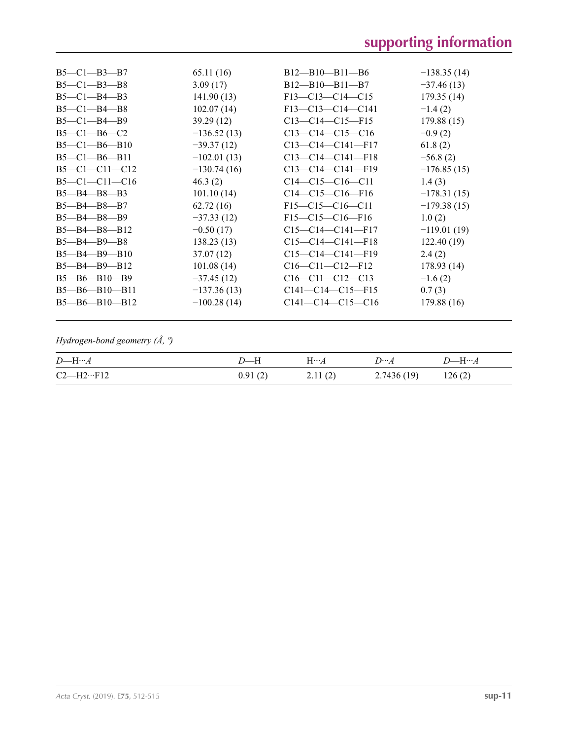| | | | |
|---|---|---|---|
| B5—C1—B3—B7 | 65.11 (16) | B12—B10—B11—B6 | −138.35 (14) |
| B5—C1—B3—B8 | 3.09 (17) | B12—B10—B11—B7 | −37.46 (13) |
| B5—C1—B4—B3 | 141.90 (13) | F13—C13—C14—C15 | 179.35 (14) |
| B5—C1—B4—B8 | 102.07 (14) | F13—C13—C14—C141 | −1.4 (2) |
| B5—C1—B4—B9 | 39.29 (12) | C13—C14—C15—F15 | 179.88 (15) |
| B5—C1—B6—C2 | −136.52 (13) | C13—C14—C15—C16 | −0.9 (2) |
| B5—C1—B6—B10 | −39.37 (12) | C13—C14—C141—F17 | 61.8 (2) |
| B5—C1—B6—B11 | −102.01 (13) | C13—C14—C141—F18 | −56.8 (2) |
| B5—C1—C11—C12 | −130.74 (16) | C13—C14—C141—F19 | −176.85 (15) |
| B5—C1—C11—C16 | 46.3 (2) | C14—C15—C16—C11 | 1.4 (3) |
| B5—B4—B8—B3 | 101.10 (14) | C14—C15—C16—F16 | −178.31 (15) |
| B5—B4—B8—B7 | 62.72 (16) | F15—C15—C16—C11 | −179.38 (15) |
| B5—B4—B8—B9 | −37.33 (12) | F15—C15—C16—F16 | 1.0 (2) |
| B5—B4—B8—B12 | −0.50 (17) | C15—C14—C141—F17 | −119.01 (19) |
| B5—B4—B9—B8 | 138.23 (13) | C15—C14—C141—F18 | 122.40 (19) |
| B5—B4—B9—B10 | 37.07 (12) | C15—C14—C141—F19 | 2.4 (2) |
| B5—B4—B9—B12 | 101.08 (14) | C16—C11—C12—F12 | 178.93 (14) |
| B5—B6—B10—B9 | −37.45 (12) | C16—C11—C12—C13 | −1.6 (2) |
| B5—B6—B10—B11 | −137.36 (13) | C141—C14—C15—F15 | 0.7 (3) |
| B5—B6—B10—B12 | −100.28 (14) | C141—C14—C15—C16 | 179.88 (16) |

*Hydrogen-bond geometry (Å, º)*

| *D*—H···*A* | *D*—H | H···*A* | *D*···*A* | *D*—H···*A* |
|---|---|---|---|---|
| C2—H2···F12 | 0.91 (2) | 2.11 (2) | 2.7436 (19) | 126 (2) |